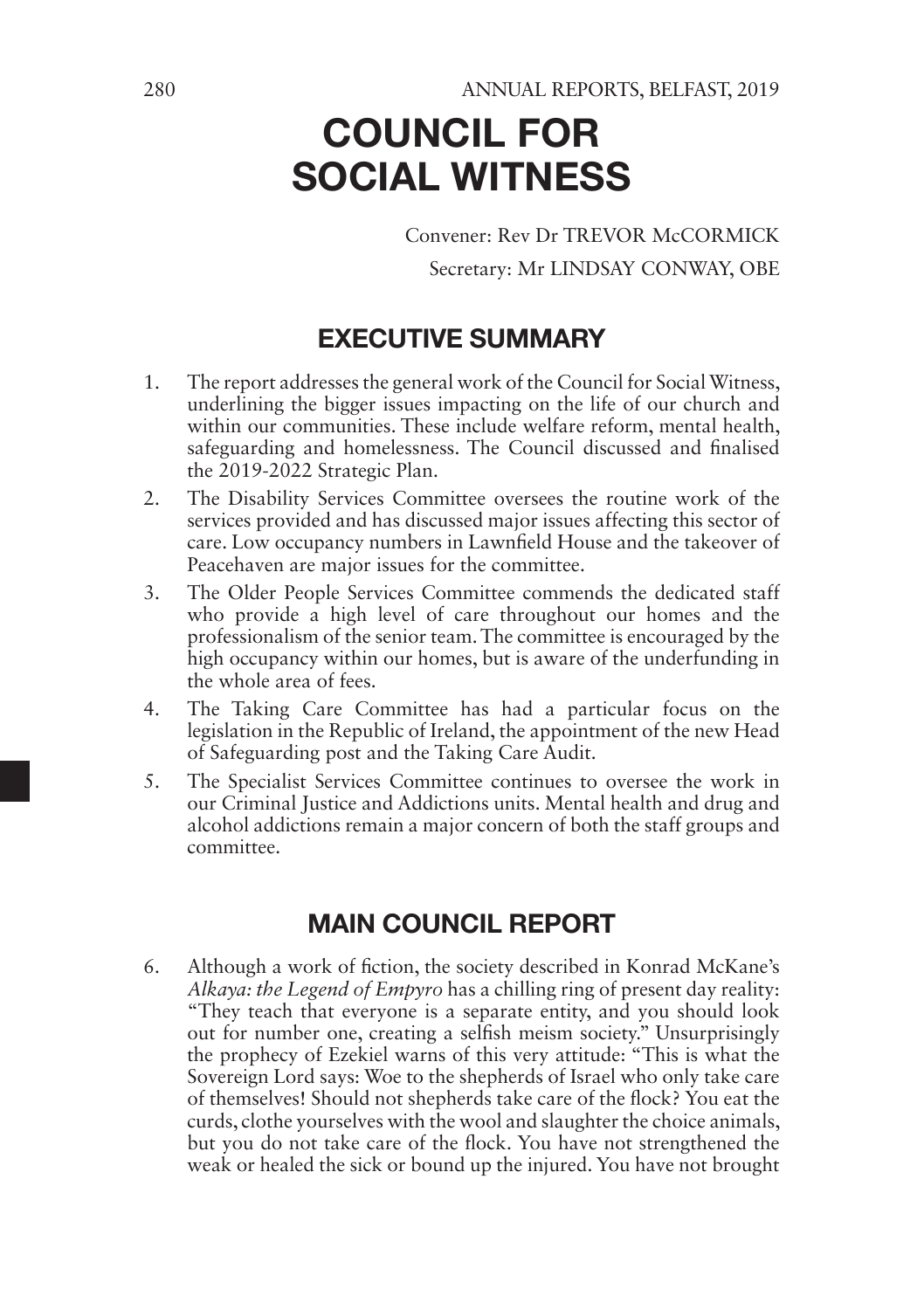# COUNCIL FOR SOCIAL WITNESS

Convener: Rev Dr TREVOR McCORMICK

Secretary: Mr LINDSAY CONWAY, OBE

## EXECUTIVE SUMMARY

1. The report addresses the general work of the Council for Social Witness, underlining the bigger issues impacting on the life of our church and within our communities. These include welfare reform, mental health, safeguarding and homelessness. The Council discussed and finalised the 2019-2022 Strategic Plan.
2. The Disability Services Committee oversees the routine work of the services provided and has discussed major issues affecting this sector of care. Low occupancy numbers in Lawnfield House and the takeover of Peacehaven are major issues for the committee.
3. The Older People Services Committee commends the dedicated staff who provide a high level of care throughout our homes and the professionalism of the senior team. The committee is encouraged by the high occupancy within our homes, but is aware of the underfunding in the whole area of fees.
4. The Taking Care Committee has had a particular focus on the legislation in the Republic of Ireland, the appointment of the new Head of Safeguarding post and the Taking Care Audit.
5. The Specialist Services Committee continues to oversee the work in our Criminal Justice and Addictions units. Mental health and drug and alcohol addictions remain a major concern of both the staff groups and committee.

## MAIN COUNCIL REPORT

6. Although a work of fiction, the society described in Konrad McKane's *Alkaya: the Legend of Empyro* has a chilling ring of present day reality: "They teach that everyone is a separate entity, and you should look out for number one, creating a selfish meism society." Unsurprisingly the prophecy of Ezekiel warns of this very attitude: "This is what the Sovereign Lord says: Woe to the shepherds of Israel who only take care of themselves! Should not shepherds take care of the flock? You eat the curds, clothe yourselves with the wool and slaughter the choice animals, but you do not take care of the flock. You have not strengthened the weak or healed the sick or bound up the injured. You have not brought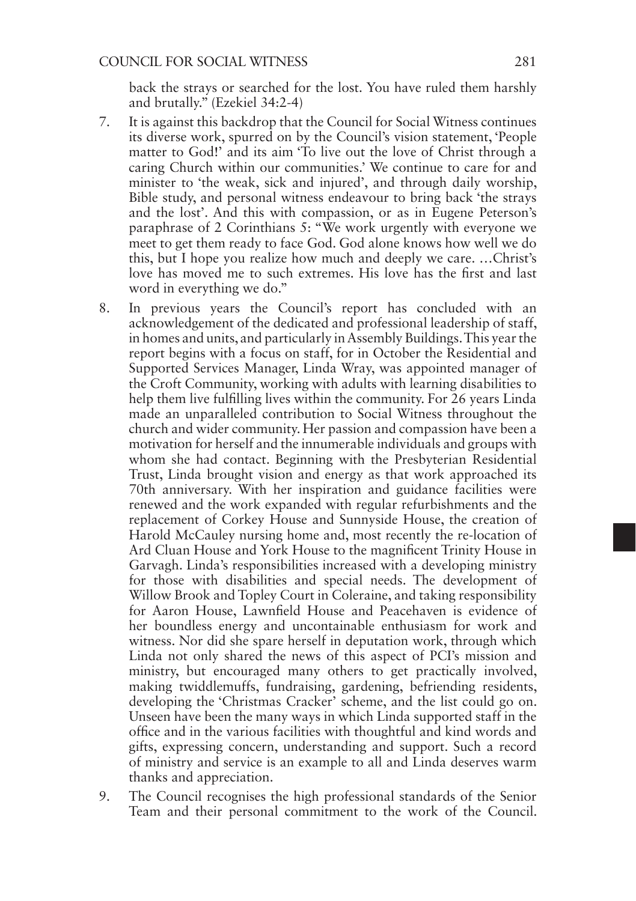back the strays or searched for the lost. You have ruled them harshly and brutally." (Ezekiel 34:2-4)

7. It is against this backdrop that the Council for Social Witness continues its diverse work, spurred on by the Council's vision statement, 'People matter to God!' and its aim 'To live out the love of Christ through a caring Church within our communities.' We continue to care for and minister to 'the weak, sick and injured', and through daily worship, Bible study, and personal witness endeavour to bring back 'the strays and the lost'. And this with compassion, or as in Eugene Peterson's paraphrase of 2 Corinthians 5: "We work urgently with everyone we meet to get them ready to face God. God alone knows how well we do this, but I hope you realize how much and deeply we care. …Christ's love has moved me to such extremes. His love has the first and last word in everything we do."

8. In previous years the Council's report has concluded with an acknowledgement of the dedicated and professional leadership of staff, in homes and units, and particularly in Assembly Buildings. This year the report begins with a focus on staff, for in October the Residential and Supported Services Manager, Linda Wray, was appointed manager of the Croft Community, working with adults with learning disabilities to help them live fulfilling lives within the community. For 26 years Linda made an unparalleled contribution to Social Witness throughout the church and wider community. Her passion and compassion have been a motivation for herself and the innumerable individuals and groups with whom she had contact. Beginning with the Presbyterian Residential Trust, Linda brought vision and energy as that work approached its 70th anniversary. With her inspiration and guidance facilities were renewed and the work expanded with regular refurbishments and the replacement of Corkey House and Sunnyside House, the creation of Harold McCauley nursing home and, most recently the re-location of Ard Cluan House and York House to the magnificent Trinity House in Garvagh. Linda's responsibilities increased with a developing ministry for those with disabilities and special needs. The development of Willow Brook and Topley Court in Coleraine, and taking responsibility for Aaron House, Lawnfield House and Peacehaven is evidence of her boundless energy and uncontainable enthusiasm for work and witness. Nor did she spare herself in deputation work, through which Linda not only shared the news of this aspect of PCI's mission and ministry, but encouraged many others to get practically involved, making twiddlemuffs, fundraising, gardening, befriending residents, developing the 'Christmas Cracker' scheme, and the list could go on. Unseen have been the many ways in which Linda supported staff in the office and in the various facilities with thoughtful and kind words and gifts, expressing concern, understanding and support. Such a record of ministry and service is an example to all and Linda deserves warm thanks and appreciation.

9. The Council recognises the high professional standards of the Senior Team and their personal commitment to the work of the Council.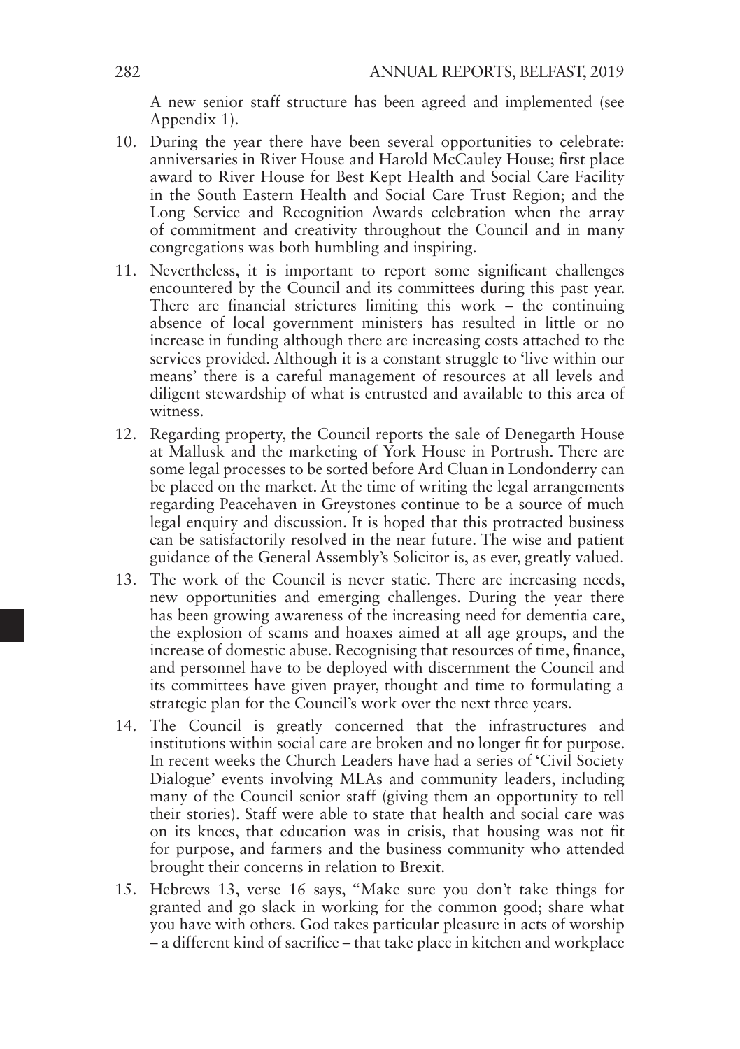A new senior staff structure has been agreed and implemented (see Appendix 1).

10. During the year there have been several opportunities to celebrate: anniversaries in River House and Harold McCauley House; first place award to River House for Best Kept Health and Social Care Facility in the South Eastern Health and Social Care Trust Region; and the Long Service and Recognition Awards celebration when the array of commitment and creativity throughout the Council and in many congregations was both humbling and inspiring.

11. Nevertheless, it is important to report some significant challenges encountered by the Council and its committees during this past year. There are financial strictures limiting this work – the continuing absence of local government ministers has resulted in little or no increase in funding although there are increasing costs attached to the services provided. Although it is a constant struggle to 'live within our means' there is a careful management of resources at all levels and diligent stewardship of what is entrusted and available to this area of witness.

12. Regarding property, the Council reports the sale of Denegarth House at Mallusk and the marketing of York House in Portrush. There are some legal processes to be sorted before Ard Cluan in Londonderry can be placed on the market. At the time of writing the legal arrangements regarding Peacehaven in Greystones continue to be a source of much legal enquiry and discussion. It is hoped that this protracted business can be satisfactorily resolved in the near future. The wise and patient guidance of the General Assembly's Solicitor is, as ever, greatly valued.

13. The work of the Council is never static. There are increasing needs, new opportunities and emerging challenges. During the year there has been growing awareness of the increasing need for dementia care, the explosion of scams and hoaxes aimed at all age groups, and the increase of domestic abuse. Recognising that resources of time, finance, and personnel have to be deployed with discernment the Council and its committees have given prayer, thought and time to formulating a strategic plan for the Council's work over the next three years.

14. The Council is greatly concerned that the infrastructures and institutions within social care are broken and no longer fit for purpose. In recent weeks the Church Leaders have had a series of 'Civil Society Dialogue' events involving MLAs and community leaders, including many of the Council senior staff (giving them an opportunity to tell their stories). Staff were able to state that health and social care was on its knees, that education was in crisis, that housing was not fit for purpose, and farmers and the business community who attended brought their concerns in relation to Brexit.

15. Hebrews 13, verse 16 says, "Make sure you don't take things for granted and go slack in working for the common good; share what you have with others. God takes particular pleasure in acts of worship – a different kind of sacrifice – that take place in kitchen and workplace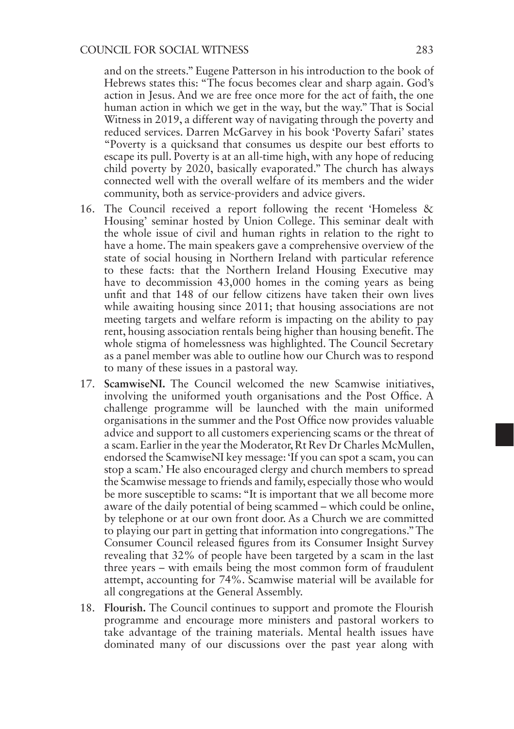and on the streets." Eugene Patterson in his introduction to the book of Hebrews states this: "The focus becomes clear and sharp again. God's action in Jesus. And we are free once more for the act of faith, the one human action in which we get in the way, but the way." That is Social Witness in 2019, a different way of navigating through the poverty and reduced services. Darren McGarvey in his book 'Poverty Safari' states "Poverty is a quicksand that consumes us despite our best efforts to escape its pull. Poverty is at an all-time high, with any hope of reducing child poverty by 2020, basically evaporated." The church has always connected well with the overall welfare of its members and the wider community, both as service-providers and advice givers.

16. The Council received a report following the recent 'Homeless & Housing' seminar hosted by Union College. This seminar dealt with the whole issue of civil and human rights in relation to the right to have a home. The main speakers gave a comprehensive overview of the state of social housing in Northern Ireland with particular reference to these facts: that the Northern Ireland Housing Executive may have to decommission 43,000 homes in the coming years as being unfit and that 148 of our fellow citizens have taken their own lives while awaiting housing since 2011; that housing associations are not meeting targets and welfare reform is impacting on the ability to pay rent, housing association rentals being higher than housing benefit. The whole stigma of homelessness was highlighted. The Council Secretary as a panel member was able to outline how our Church was to respond to many of these issues in a pastoral way.

17. **ScamwiseNI.** The Council welcomed the new Scamwise initiatives, involving the uniformed youth organisations and the Post Office. A challenge programme will be launched with the main uniformed organisations in the summer and the Post Office now provides valuable advice and support to all customers experiencing scams or the threat of a scam. Earlier in the year the Moderator, Rt Rev Dr Charles McMullen, endorsed the ScamwiseNI key message: 'If you can spot a scam, you can stop a scam.' He also encouraged clergy and church members to spread the Scamwise message to friends and family, especially those who would be more susceptible to scams: "It is important that we all become more aware of the daily potential of being scammed – which could be online, by telephone or at our own front door. As a Church we are committed to playing our part in getting that information into congregations." The Consumer Council released figures from its Consumer Insight Survey revealing that 32% of people have been targeted by a scam in the last three years – with emails being the most common form of fraudulent attempt, accounting for 74%. Scamwise material will be available for all congregations at the General Assembly.

18. **Flourish.** The Council continues to support and promote the Flourish programme and encourage more ministers and pastoral workers to take advantage of the training materials. Mental health issues have dominated many of our discussions over the past year along with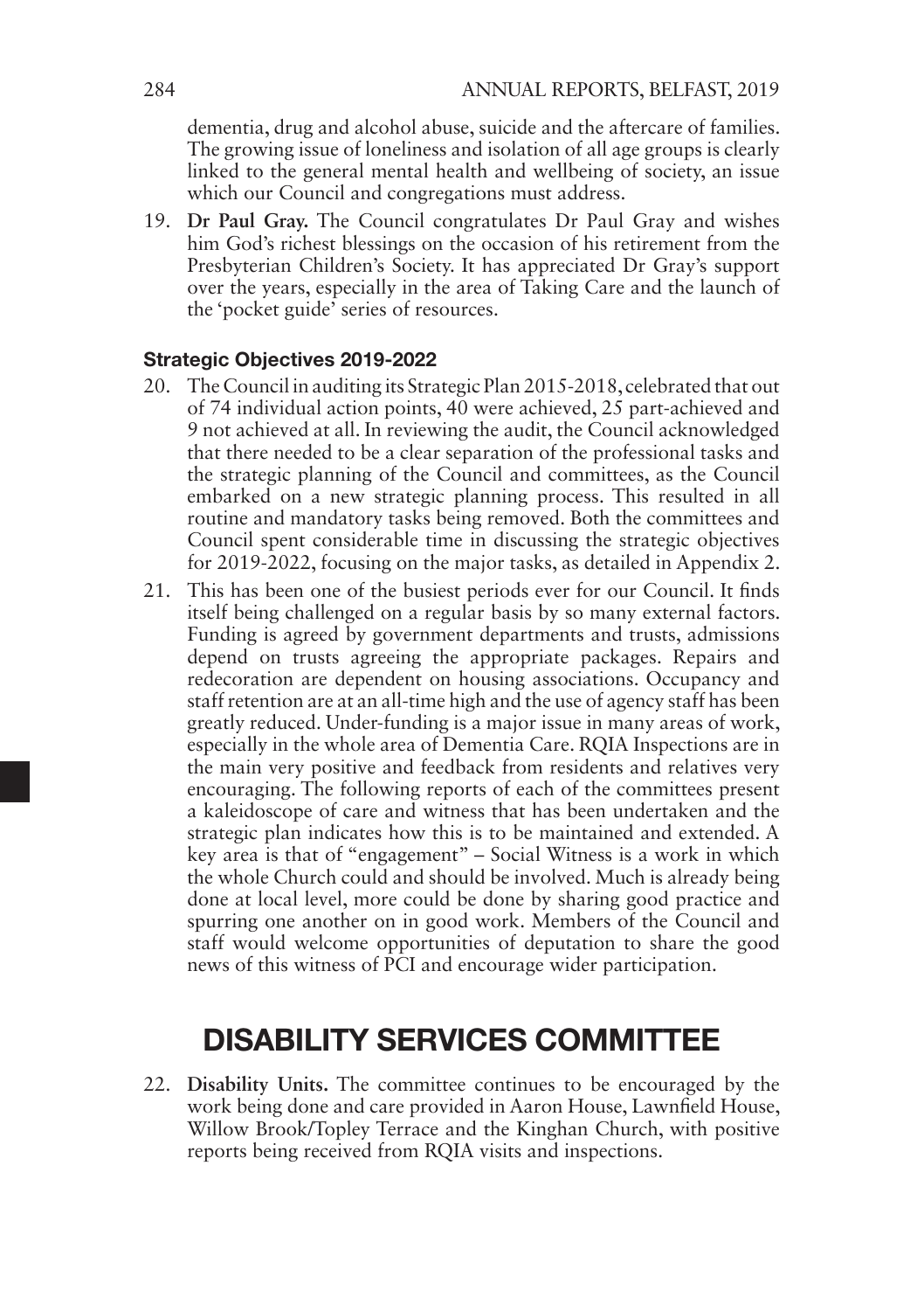dementia, drug and alcohol abuse, suicide and the aftercare of families. The growing issue of loneliness and isolation of all age groups is clearly linked to the general mental health and wellbeing of society, an issue which our Council and congregations must address.

19. **Dr Paul Gray.** The Council congratulates Dr Paul Gray and wishes him God's richest blessings on the occasion of his retirement from the Presbyterian Children's Society. It has appreciated Dr Gray's support over the years, especially in the area of Taking Care and the launch of the 'pocket guide' series of resources.

### Strategic Objectives 2019-2022

20. The Council in auditing its Strategic Plan 2015-2018, celebrated that out of 74 individual action points, 40 were achieved, 25 part-achieved and 9 not achieved at all. In reviewing the audit, the Council acknowledged that there needed to be a clear separation of the professional tasks and the strategic planning of the Council and committees, as the Council embarked on a new strategic planning process. This resulted in all routine and mandatory tasks being removed. Both the committees and Council spent considerable time in discussing the strategic objectives for 2019-2022, focusing on the major tasks, as detailed in Appendix 2.

21. This has been one of the busiest periods ever for our Council. It finds itself being challenged on a regular basis by so many external factors. Funding is agreed by government departments and trusts, admissions depend on trusts agreeing the appropriate packages. Repairs and redecoration are dependent on housing associations. Occupancy and staff retention are at an all-time high and the use of agency staff has been greatly reduced. Under-funding is a major issue in many areas of work, especially in the whole area of Dementia Care. RQIA Inspections are in the main very positive and feedback from residents and relatives very encouraging. The following reports of each of the committees present a kaleidoscope of care and witness that has been undertaken and the strategic plan indicates how this is to be maintained and extended. A key area is that of "engagement" – Social Witness is a work in which the whole Church could and should be involved. Much is already being done at local level, more could be done by sharing good practice and spurring one another on in good work. Members of the Council and staff would welcome opportunities of deputation to share the good news of this witness of PCI and encourage wider participation.

## DISABILITY SERVICES COMMITTEE

22. **Disability Units.** The committee continues to be encouraged by the work being done and care provided in Aaron House, Lawnfield House, Willow Brook/Topley Terrace and the Kinghan Church, with positive reports being received from RQIA visits and inspections.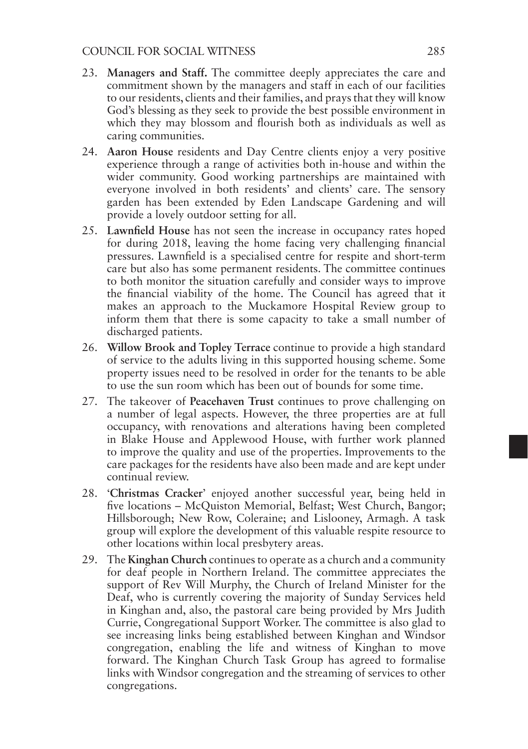23. **Managers and Staff.** The committee deeply appreciates the care and commitment shown by the managers and staff in each of our facilities to our residents, clients and their families, and prays that they will know God's blessing as they seek to provide the best possible environment in which they may blossom and flourish both as individuals as well as caring communities.

24. **Aaron House** residents and Day Centre clients enjoy a very positive experience through a range of activities both in-house and within the wider community. Good working partnerships are maintained with everyone involved in both residents' and clients' care. The sensory garden has been extended by Eden Landscape Gardening and will provide a lovely outdoor setting for all.

25. **Lawnfield House** has not seen the increase in occupancy rates hoped for during 2018, leaving the home facing very challenging financial pressures. Lawnfield is a specialised centre for respite and short-term care but also has some permanent residents. The committee continues to both monitor the situation carefully and consider ways to improve the financial viability of the home. The Council has agreed that it makes an approach to the Muckamore Hospital Review group to inform them that there is some capacity to take a small number of discharged patients.

26. **Willow Brook and Topley Terrace** continue to provide a high standard of service to the adults living in this supported housing scheme. Some property issues need to be resolved in order for the tenants to be able to use the sun room which has been out of bounds for some time.

27. The takeover of **Peacehaven Trust** continues to prove challenging on a number of legal aspects. However, the three properties are at full occupancy, with renovations and alterations having been completed in Blake House and Applewood House, with further work planned to improve the quality and use of the properties. Improvements to the care packages for the residents have also been made and are kept under continual review.

28. '**Christmas Cracker**' enjoyed another successful year, being held in five locations – McQuiston Memorial, Belfast; West Church, Bangor; Hillsborough; New Row, Coleraine; and Lislooney, Armagh. A task group will explore the development of this valuable respite resource to other locations within local presbytery areas.

29. The **Kinghan Church** continues to operate as a church and a community for deaf people in Northern Ireland. The committee appreciates the support of Rev Will Murphy, the Church of Ireland Minister for the Deaf, who is currently covering the majority of Sunday Services held in Kinghan and, also, the pastoral care being provided by Mrs Judith Currie, Congregational Support Worker. The committee is also glad to see increasing links being established between Kinghan and Windsor congregation, enabling the life and witness of Kinghan to move forward. The Kinghan Church Task Group has agreed to formalise links with Windsor congregation and the streaming of services to other congregations.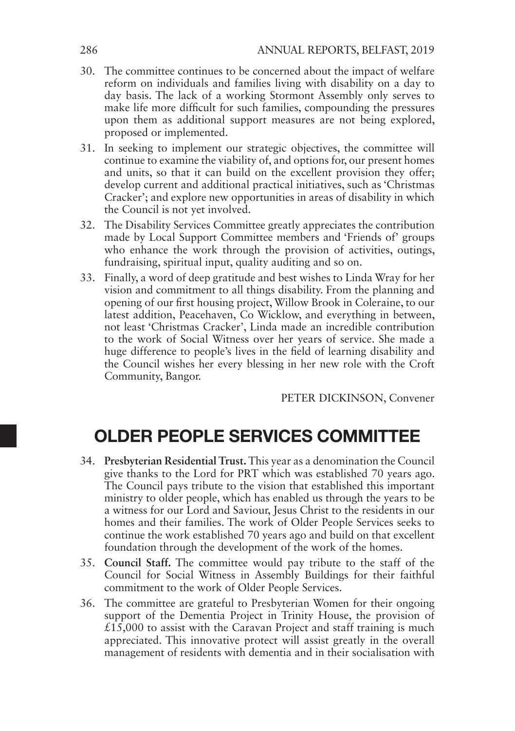30. The committee continues to be concerned about the impact of welfare reform on individuals and families living with disability on a day to day basis. The lack of a working Stormont Assembly only serves to make life more difficult for such families, compounding the pressures upon them as additional support measures are not being explored, proposed or implemented.

31. In seeking to implement our strategic objectives, the committee will continue to examine the viability of, and options for, our present homes and units, so that it can build on the excellent provision they offer; develop current and additional practical initiatives, such as 'Christmas Cracker'; and explore new opportunities in areas of disability in which the Council is not yet involved.

32. The Disability Services Committee greatly appreciates the contribution made by Local Support Committee members and 'Friends of' groups who enhance the work through the provision of activities, outings, fundraising, spiritual input, quality auditing and so on.

33. Finally, a word of deep gratitude and best wishes to Linda Wray for her vision and commitment to all things disability. From the planning and opening of our first housing project, Willow Brook in Coleraine, to our latest addition, Peacehaven, Co Wicklow, and everything in between, not least 'Christmas Cracker', Linda made an incredible contribution to the work of Social Witness over her years of service. She made a huge difference to people's lives in the field of learning disability and the Council wishes her every blessing in her new role with the Croft Community, Bangor.

PETER DICKINSON, Convener

## OLDER PEOPLE SERVICES COMMITTEE

34. **Presbyterian Residential Trust.** This year as a denomination the Council give thanks to the Lord for PRT which was established 70 years ago. The Council pays tribute to the vision that established this important ministry to older people, which has enabled us through the years to be a witness for our Lord and Saviour, Jesus Christ to the residents in our homes and their families. The work of Older People Services seeks to continue the work established 70 years ago and build on that excellent foundation through the development of the work of the homes.

35. **Council Staff.** The committee would pay tribute to the staff of the Council for Social Witness in Assembly Buildings for their faithful commitment to the work of Older People Services.

36. The committee are grateful to Presbyterian Women for their ongoing support of the Dementia Project in Trinity House, the provision of £15,000 to assist with the Caravan Project and staff training is much appreciated. This innovative protect will assist greatly in the overall management of residents with dementia and in their socialisation with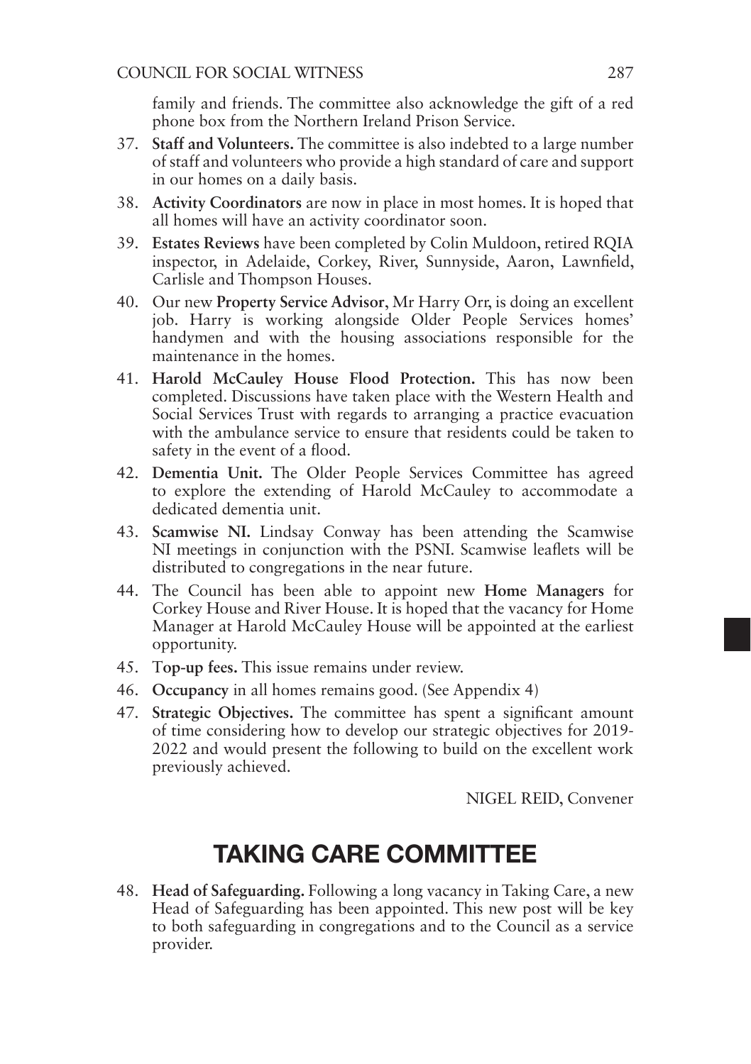family and friends. The committee also acknowledge the gift of a red phone box from the Northern Ireland Prison Service.

37. **Staff and Volunteers.** The committee is also indebted to a large number of staff and volunteers who provide a high standard of care and support in our homes on a daily basis.
38. **Activity Coordinators** are now in place in most homes. It is hoped that all homes will have an activity coordinator soon.
39. **Estates Reviews** have been completed by Colin Muldoon, retired RQIA inspector, in Adelaide, Corkey, River, Sunnyside, Aaron, Lawnfield, Carlisle and Thompson Houses.
40. Our new **Property Service Advisor,** Mr Harry Orr, is doing an excellent job. Harry is working alongside Older People Services homes' handymen and with the housing associations responsible for the maintenance in the homes.
41. **Harold McCauley House Flood Protection.** This has now been completed. Discussions have taken place with the Western Health and Social Services Trust with regards to arranging a practice evacuation with the ambulance service to ensure that residents could be taken to safety in the event of a flood.
42. **Dementia Unit.** The Older People Services Committee has agreed to explore the extending of Harold McCauley to accommodate a dedicated dementia unit.
43. **Scamwise NI.** Lindsay Conway has been attending the Scamwise NI meetings in conjunction with the PSNI. Scamwise leaflets will be distributed to congregations in the near future.
44. The Council has been able to appoint new **Home Managers** for Corkey House and River House. It is hoped that the vacancy for Home Manager at Harold McCauley House will be appointed at the earliest opportunity.
45. T**op-up fees.** This issue remains under review.
46. **Occupancy** in all homes remains good. (See Appendix 4)
47. **Strategic Objectives.** The committee has spent a significant amount of time considering how to develop our strategic objectives for 2019-2022 and would present the following to build on the excellent work previously achieved.

NIGEL REID, Convener

## TAKING CARE COMMITTEE

48. **Head of Safeguarding.** Following a long vacancy in Taking Care, a new Head of Safeguarding has been appointed. This new post will be key to both safeguarding in congregations and to the Council as a service provider.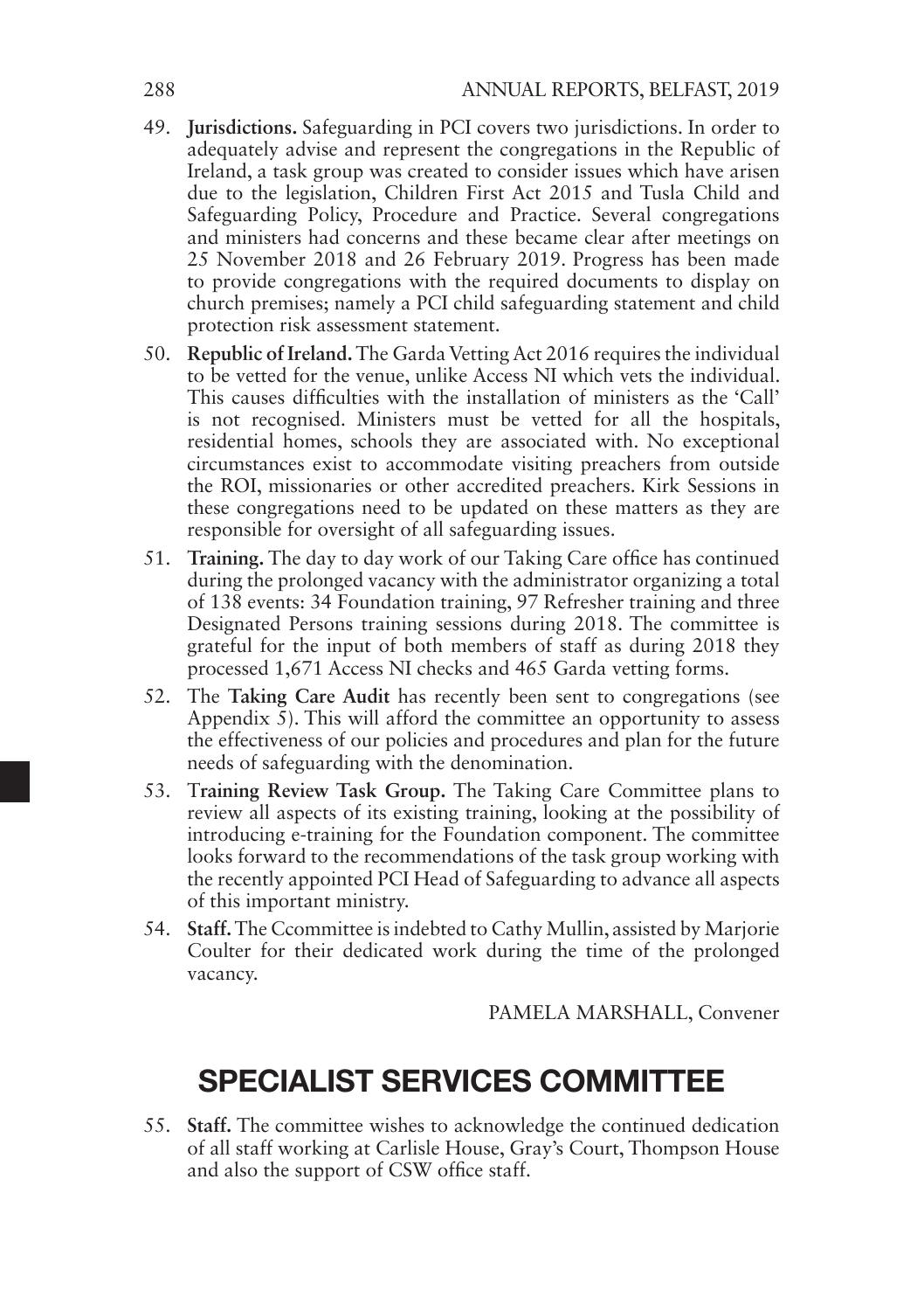49. **Jurisdictions.** Safeguarding in PCI covers two jurisdictions. In order to adequately advise and represent the congregations in the Republic of Ireland, a task group was created to consider issues which have arisen due to the legislation, Children First Act 2015 and Tusla Child and Safeguarding Policy, Procedure and Practice. Several congregations and ministers had concerns and these became clear after meetings on 25 November 2018 and 26 February 2019. Progress has been made to provide congregations with the required documents to display on church premises; namely a PCI child safeguarding statement and child protection risk assessment statement.

50. **Republic of Ireland.** The Garda Vetting Act 2016 requires the individual to be vetted for the venue, unlike Access NI which vets the individual. This causes difficulties with the installation of ministers as the 'Call' is not recognised. Ministers must be vetted for all the hospitals, residential homes, schools they are associated with. No exceptional circumstances exist to accommodate visiting preachers from outside the ROI, missionaries or other accredited preachers. Kirk Sessions in these congregations need to be updated on these matters as they are responsible for oversight of all safeguarding issues.

51. **Training.** The day to day work of our Taking Care office has continued during the prolonged vacancy with the administrator organizing a total of 138 events: 34 Foundation training, 97 Refresher training and three Designated Persons training sessions during 2018. The committee is grateful for the input of both members of staff as during 2018 they processed 1,671 Access NI checks and 465 Garda vetting forms.

52. The **Taking Care Audit** has recently been sent to congregations (see Appendix 5). This will afford the committee an opportunity to assess the effectiveness of our policies and procedures and plan for the future needs of safeguarding with the denomination.

53. T**raining Review Task Group.** The Taking Care Committee plans to review all aspects of its existing training, looking at the possibility of introducing e-training for the Foundation component. The committee looks forward to the recommendations of the task group working with the recently appointed PCI Head of Safeguarding to advance all aspects of this important ministry.

54. **Staff.** The Ccommittee is indebted to Cathy Mullin, assisted by Marjorie Coulter for their dedicated work during the time of the prolonged vacancy.

PAMELA MARSHALL, Convener

## SPECIALIST SERVICES COMMITTEE

55. **Staff.** The committee wishes to acknowledge the continued dedication of all staff working at Carlisle House, Gray's Court, Thompson House and also the support of CSW office staff.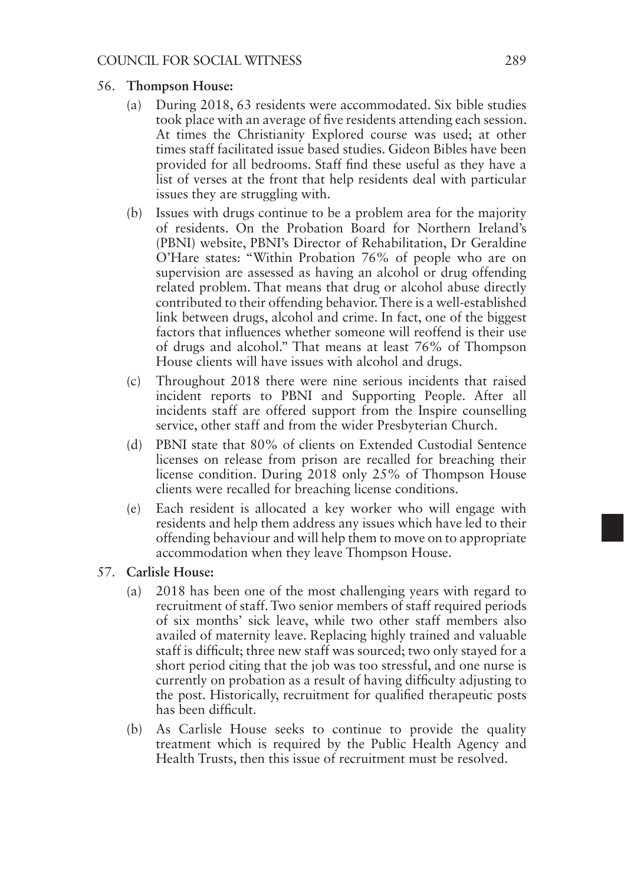56. **Thompson House:**

    (a) During 2018, 63 residents were accommodated. Six bible studies took place with an average of five residents attending each session. At times the Christianity Explored course was used; at other times staff facilitated issue based studies. Gideon Bibles have been provided for all bedrooms. Staff find these useful as they have a list of verses at the front that help residents deal with particular issues they are struggling with.

    (b) Issues with drugs continue to be a problem area for the majority of residents. On the Probation Board for Northern Ireland's (PBNI) website, PBNI's Director of Rehabilitation, Dr Geraldine O'Hare states: "Within Probation 76% of people who are on supervision are assessed as having an alcohol or drug offending related problem. That means that drug or alcohol abuse directly contributed to their offending behavior. There is a well-established link between drugs, alcohol and crime. In fact, one of the biggest factors that influences whether someone will reoffend is their use of drugs and alcohol." That means at least 76% of Thompson House clients will have issues with alcohol and drugs.

    (c) Throughout 2018 there were nine serious incidents that raised incident reports to PBNI and Supporting People. After all incidents staff are offered support from the Inspire counselling service, other staff and from the wider Presbyterian Church.

    (d) PBNI state that 80% of clients on Extended Custodial Sentence licenses on release from prison are recalled for breaching their license condition. During 2018 only 25% of Thompson House clients were recalled for breaching license conditions.

    (e) Each resident is allocated a key worker who will engage with residents and help them address any issues which have led to their offending behaviour and will help them to move on to appropriate accommodation when they leave Thompson House.

57. **Carlisle House:**

    (a) 2018 has been one of the most challenging years with regard to recruitment of staff. Two senior members of staff required periods of six months' sick leave, while two other staff members also availed of maternity leave. Replacing highly trained and valuable staff is difficult; three new staff was sourced; two only stayed for a short period citing that the job was too stressful, and one nurse is currently on probation as a result of having difficulty adjusting to the post. Historically, recruitment for qualified therapeutic posts has been difficult.

    (b) As Carlisle House seeks to continue to provide the quality treatment which is required by the Public Health Agency and Health Trusts, then this issue of recruitment must be resolved.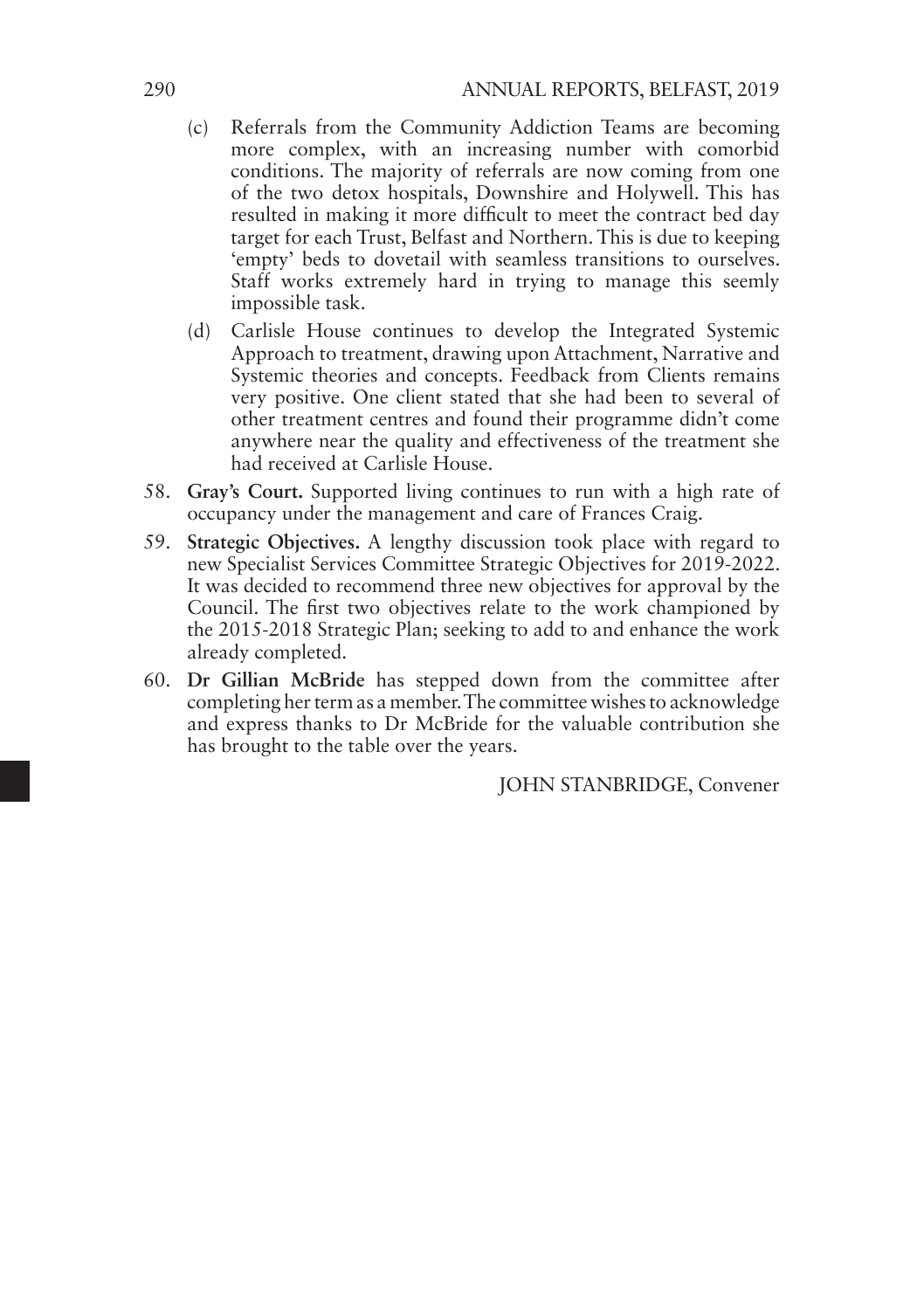(c) Referrals from the Community Addiction Teams are becoming more complex, with an increasing number with comorbid conditions. The majority of referrals are now coming from one of the two detox hospitals, Downshire and Holywell. This has resulted in making it more difficult to meet the contract bed day target for each Trust, Belfast and Northern. This is due to keeping 'empty' beds to dovetail with seamless transitions to ourselves. Staff works extremely hard in trying to manage this seemly impossible task.

(d) Carlisle House continues to develop the Integrated Systemic Approach to treatment, drawing upon Attachment, Narrative and Systemic theories and concepts. Feedback from Clients remains very positive. One client stated that she had been to several of other treatment centres and found their programme didn't come anywhere near the quality and effectiveness of the treatment she had received at Carlisle House.

58. **Gray's Court.** Supported living continues to run with a high rate of occupancy under the management and care of Frances Craig.

59. **Strategic Objectives.** A lengthy discussion took place with regard to new Specialist Services Committee Strategic Objectives for 2019-2022. It was decided to recommend three new objectives for approval by the Council. The first two objectives relate to the work championed by the 2015-2018 Strategic Plan; seeking to add to and enhance the work already completed.

60. **Dr Gillian McBride** has stepped down from the committee after completing her term as a member. The committee wishes to acknowledge and express thanks to Dr McBride for the valuable contribution she has brought to the table over the years.

JOHN STANBRIDGE, Convener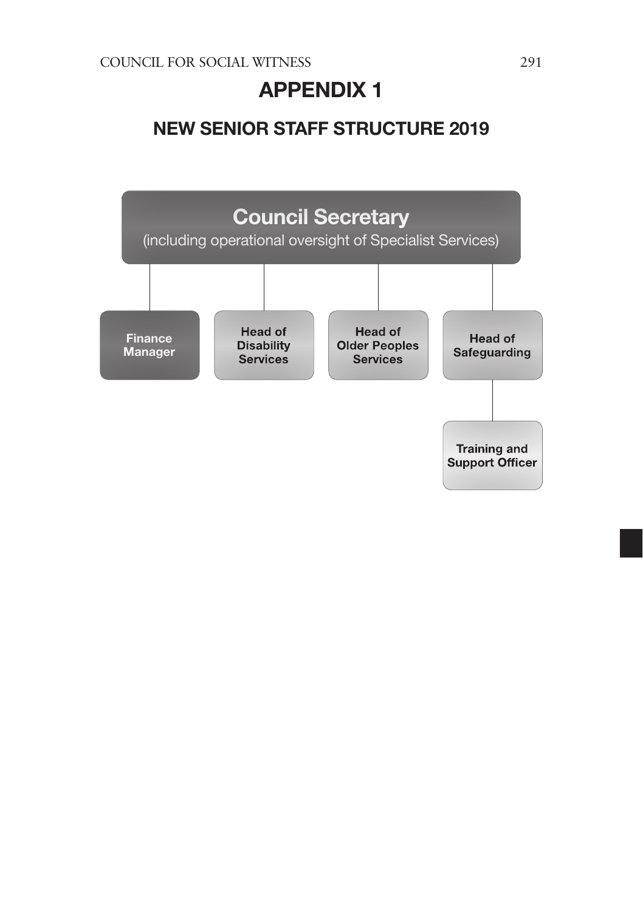# APPENDIX 1

## NEW SENIOR STAFF STRUCTURE 2019

Council Secretary
(including operational oversight of Specialist Services)

Finance Manager

Head of Disability Services

Head of Older Peoples Services

Head of Safeguarding

Training and Support Officer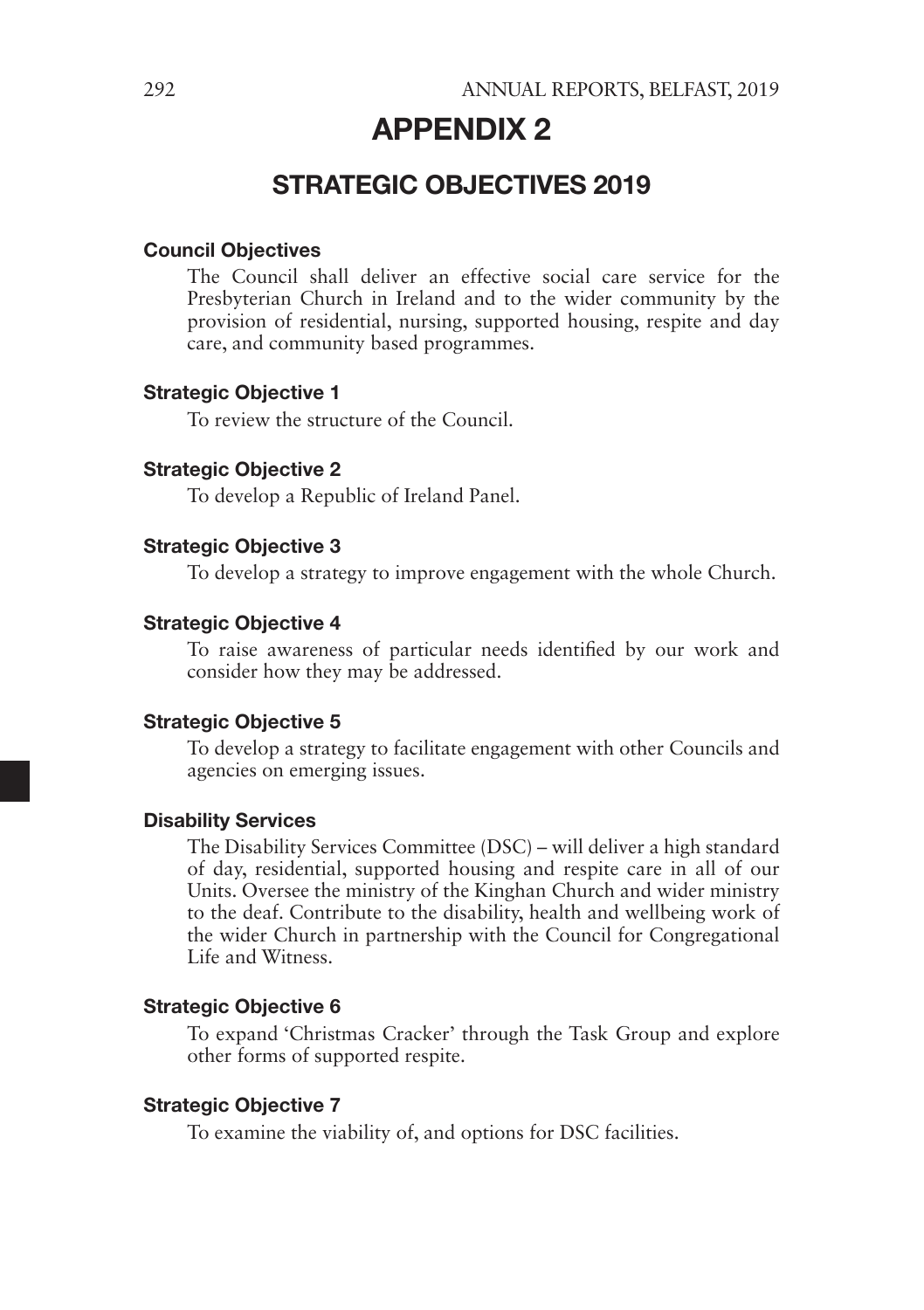# APPENDIX 2

## STRATEGIC OBJECTIVES 2019

### Council Objectives

The Council shall deliver an effective social care service for the Presbyterian Church in Ireland and to the wider community by the provision of residential, nursing, supported housing, respite and day care, and community based programmes.

### Strategic Objective 1

To review the structure of the Council.

### Strategic Objective 2

To develop a Republic of Ireland Panel.

### Strategic Objective 3

To develop a strategy to improve engagement with the whole Church.

### Strategic Objective 4

To raise awareness of particular needs identified by our work and consider how they may be addressed.

### Strategic Objective 5

To develop a strategy to facilitate engagement with other Councils and agencies on emerging issues.

### Disability Services

The Disability Services Committee (DSC) – will deliver a high standard of day, residential, supported housing and respite care in all of our Units. Oversee the ministry of the Kinghan Church and wider ministry to the deaf. Contribute to the disability, health and wellbeing work of the wider Church in partnership with the Council for Congregational Life and Witness.

### Strategic Objective 6

To expand 'Christmas Cracker' through the Task Group and explore other forms of supported respite.

### Strategic Objective 7

To examine the viability of, and options for DSC facilities.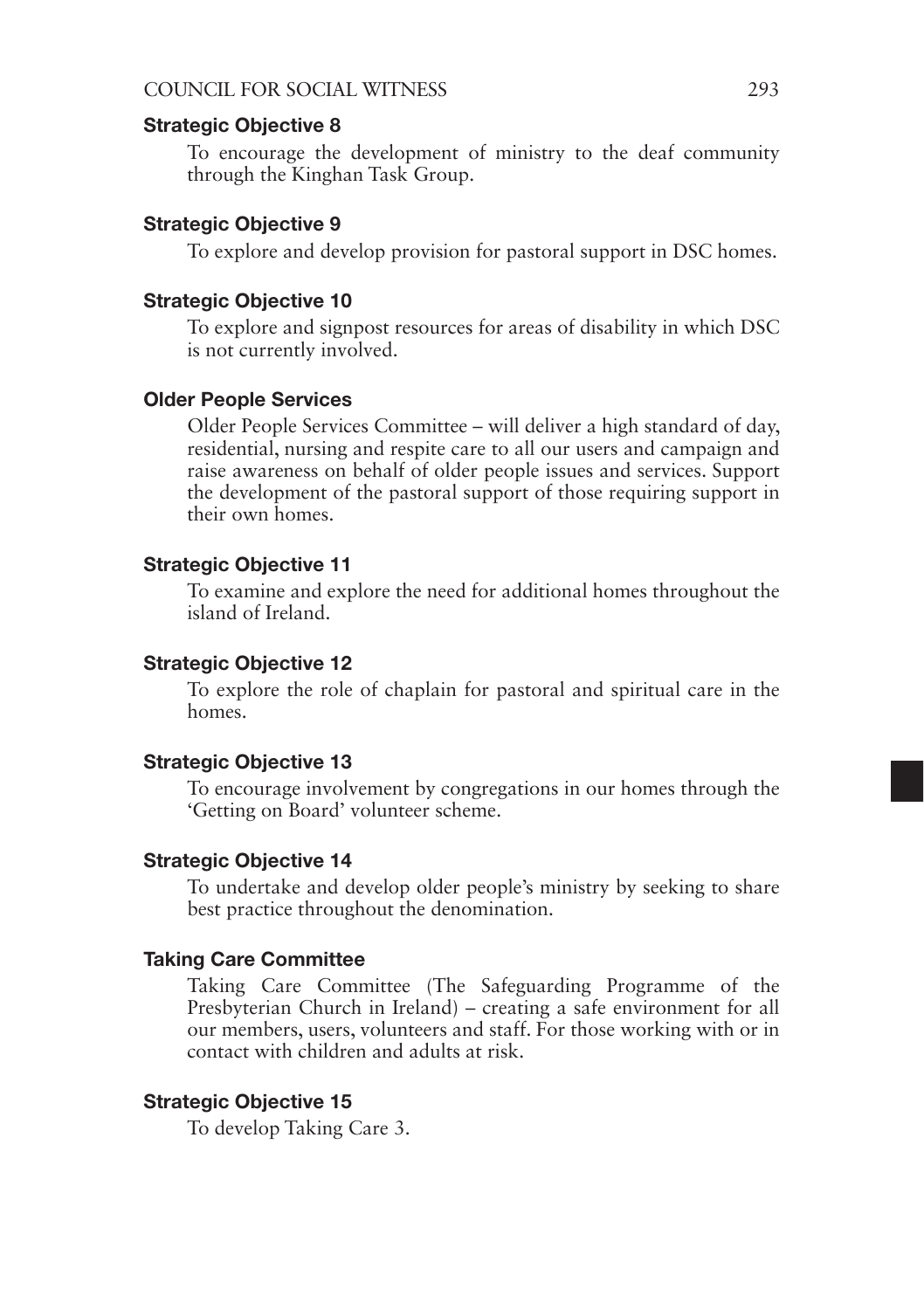### Strategic Objective 8

To encourage the development of ministry to the deaf community through the Kinghan Task Group.

### Strategic Objective 9

To explore and develop provision for pastoral support in DSC homes.

### Strategic Objective 10

To explore and signpost resources for areas of disability in which DSC is not currently involved.

### Older People Services

Older People Services Committee – will deliver a high standard of day, residential, nursing and respite care to all our users and campaign and raise awareness on behalf of older people issues and services. Support the development of the pastoral support of those requiring support in their own homes.

### Strategic Objective 11

To examine and explore the need for additional homes throughout the island of Ireland.

### Strategic Objective 12

To explore the role of chaplain for pastoral and spiritual care in the homes.

### Strategic Objective 13

To encourage involvement by congregations in our homes through the 'Getting on Board' volunteer scheme.

### Strategic Objective 14

To undertake and develop older people's ministry by seeking to share best practice throughout the denomination.

### Taking Care Committee

Taking Care Committee (The Safeguarding Programme of the Presbyterian Church in Ireland) – creating a safe environment for all our members, users, volunteers and staff. For those working with or in contact with children and adults at risk.

### Strategic Objective 15

To develop Taking Care 3.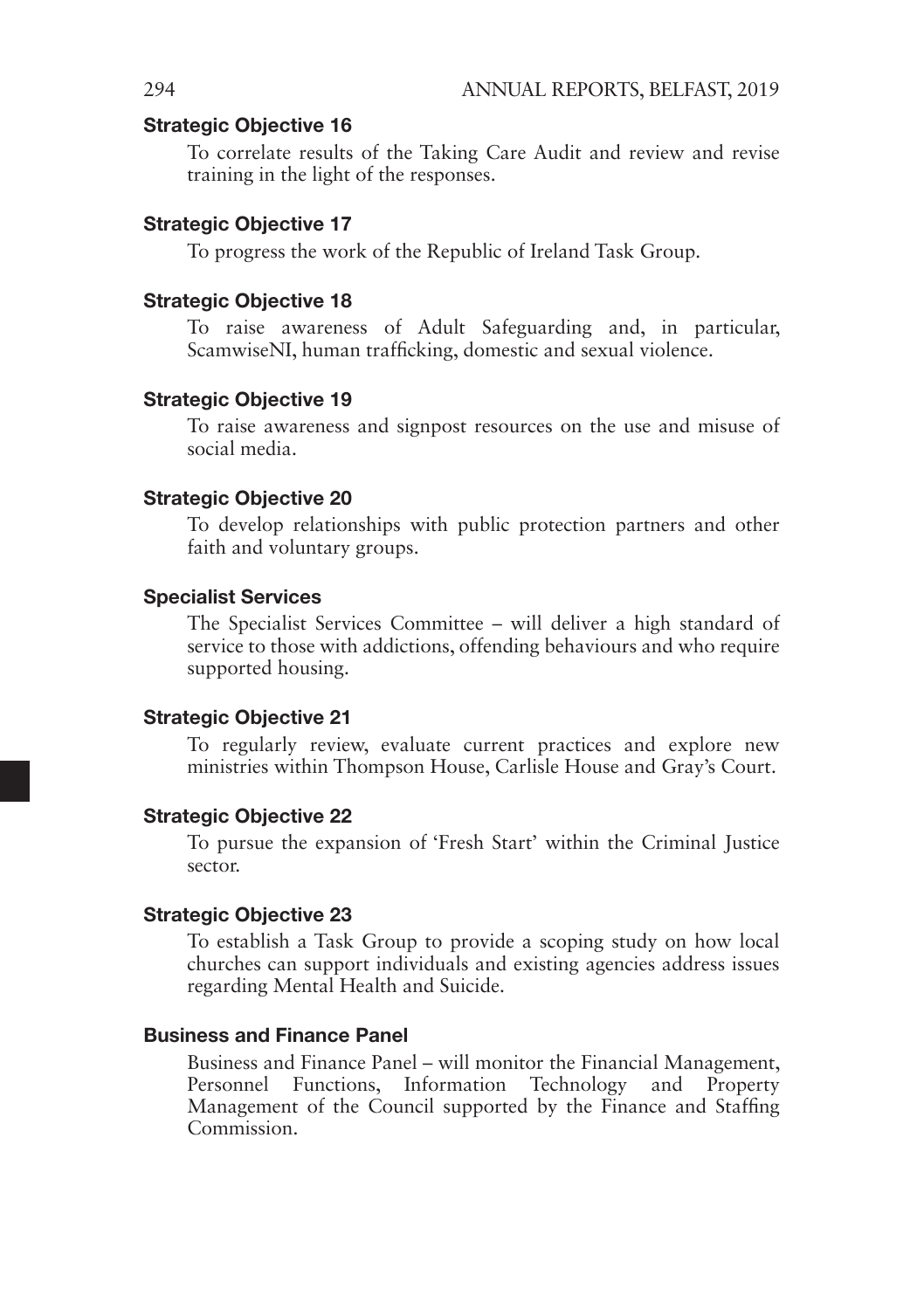### Strategic Objective 16

To correlate results of the Taking Care Audit and review and revise training in the light of the responses.

### Strategic Objective 17

To progress the work of the Republic of Ireland Task Group.

### Strategic Objective 18

To raise awareness of Adult Safeguarding and, in particular, ScamwiseNI, human trafficking, domestic and sexual violence.

### Strategic Objective 19

To raise awareness and signpost resources on the use and misuse of social media.

### Strategic Objective 20

To develop relationships with public protection partners and other faith and voluntary groups.

### Specialist Services

The Specialist Services Committee – will deliver a high standard of service to those with addictions, offending behaviours and who require supported housing.

### Strategic Objective 21

To regularly review, evaluate current practices and explore new ministries within Thompson House, Carlisle House and Gray's Court.

### Strategic Objective 22

To pursue the expansion of 'Fresh Start' within the Criminal Justice sector.

### Strategic Objective 23

To establish a Task Group to provide a scoping study on how local churches can support individuals and existing agencies address issues regarding Mental Health and Suicide.

### Business and Finance Panel

Business and Finance Panel – will monitor the Financial Management, Personnel Functions, Information Technology and Property Management of the Council supported by the Finance and Staffing Commission.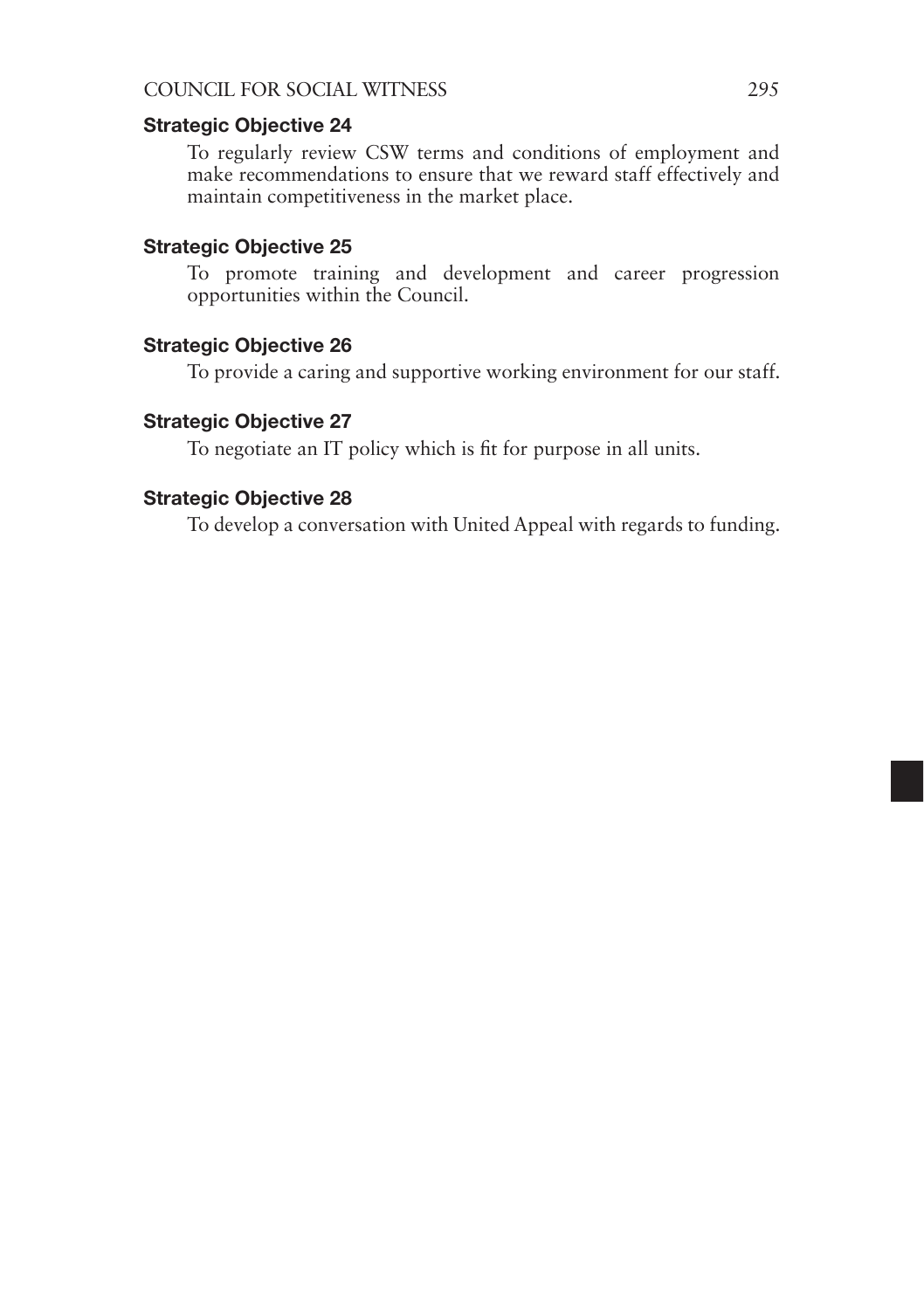### Strategic Objective 24

To regularly review CSW terms and conditions of employment and make recommendations to ensure that we reward staff effectively and maintain competitiveness in the market place.

### Strategic Objective 25

To promote training and development and career progression opportunities within the Council.

### Strategic Objective 26

To provide a caring and supportive working environment for our staff.

### Strategic Objective 27

To negotiate an IT policy which is fit for purpose in all units.

### Strategic Objective 28

To develop a conversation with United Appeal with regards to funding.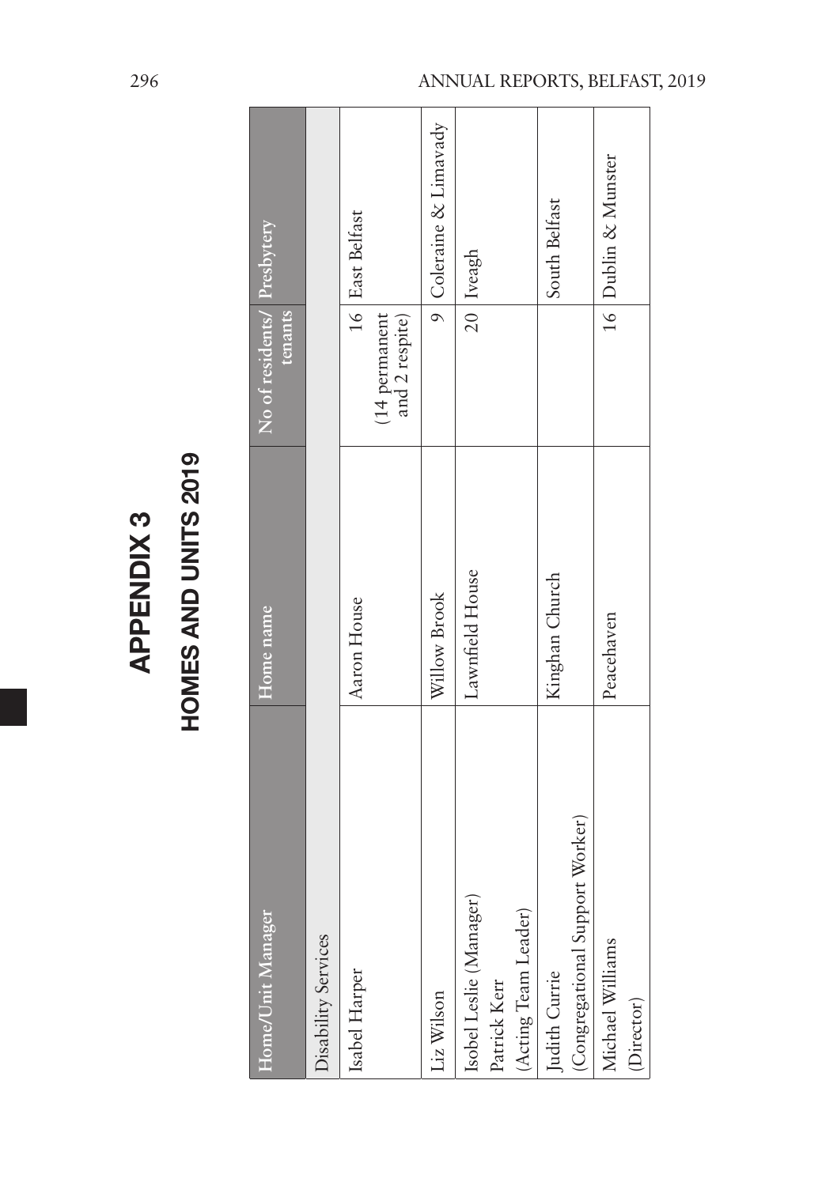# APPENDIX 3

## HOMES AND UNITS 2019

| Home/Unit Manager | Home name | No of residents/ tenants | Presbytery |
|---|---|---|---|
| Disability Services | | | |
| Isabel Harper | Aaron House | 16 (14 permanent and 2 respite) | East Belfast |
| Liz Wilson | Willow Brook | 9 | Coleraine & Limavady |
| Isobel Leslie (Manager) Patrick Kerr (Acting Team Leader) | Lawnfield House | 20 | Iveagh |
| Judith Currie (Congregational Support Worker) | Kinghan Church | | South Belfast |
| Michael Williams (Director) | Peacehaven | 16 | Dublin & Munster |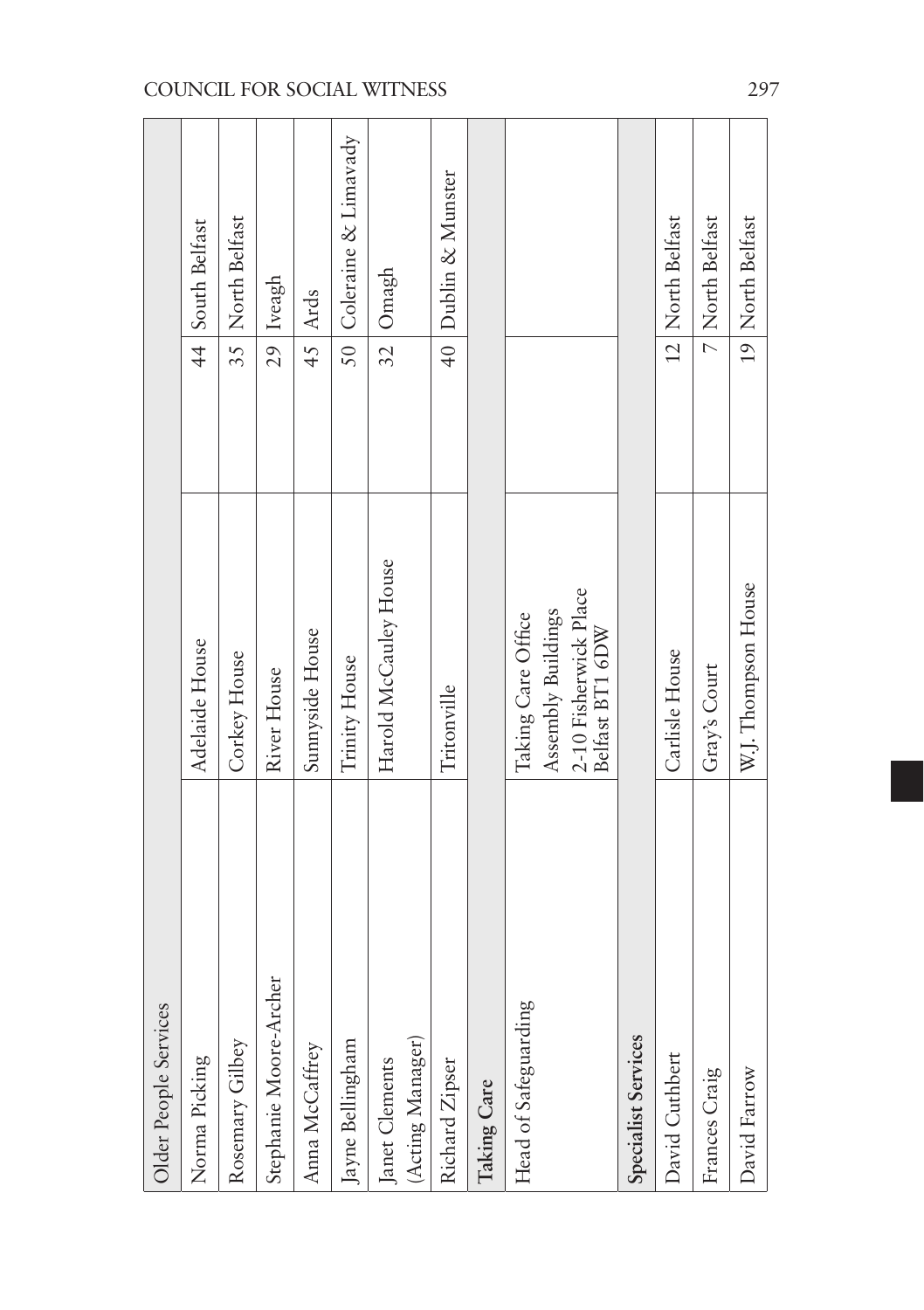| | | | |
|---|---|---|---|
| Older People Services | | | |
| Norma Picking | Adelaide House | 44 | South Belfast |
| Rosemary Gilbey | Corkey House | 35 | North Belfast |
| Stephanie Moore-Archer | River House | 29 | Iveagh |
| Anna McCaffrey | Sunnyside House | 45 | Ards |
| Jayne Bellingham | Trinity House | 50 | Coleraine & Limavady |
| Janet Clements (Acting Manager) | Harold McCauley House | 32 | Omagh |
| Richard Zipser | Tritonville | 40 | Dublin & Munster |
| **Taking Care** | | | |
| Head of Safeguarding | Taking Care Office Assembly Buildings 2-10 Fisherwick Place Belfast BT1 6DW | | |
| **Specialist Services** | | | |
| David Cuthbert | Carlisle House | 12 | North Belfast |
| Frances Craig | Gray's Court | 7 | North Belfast |
| David Farrow | W.J. Thompson House | 19 | North Belfast |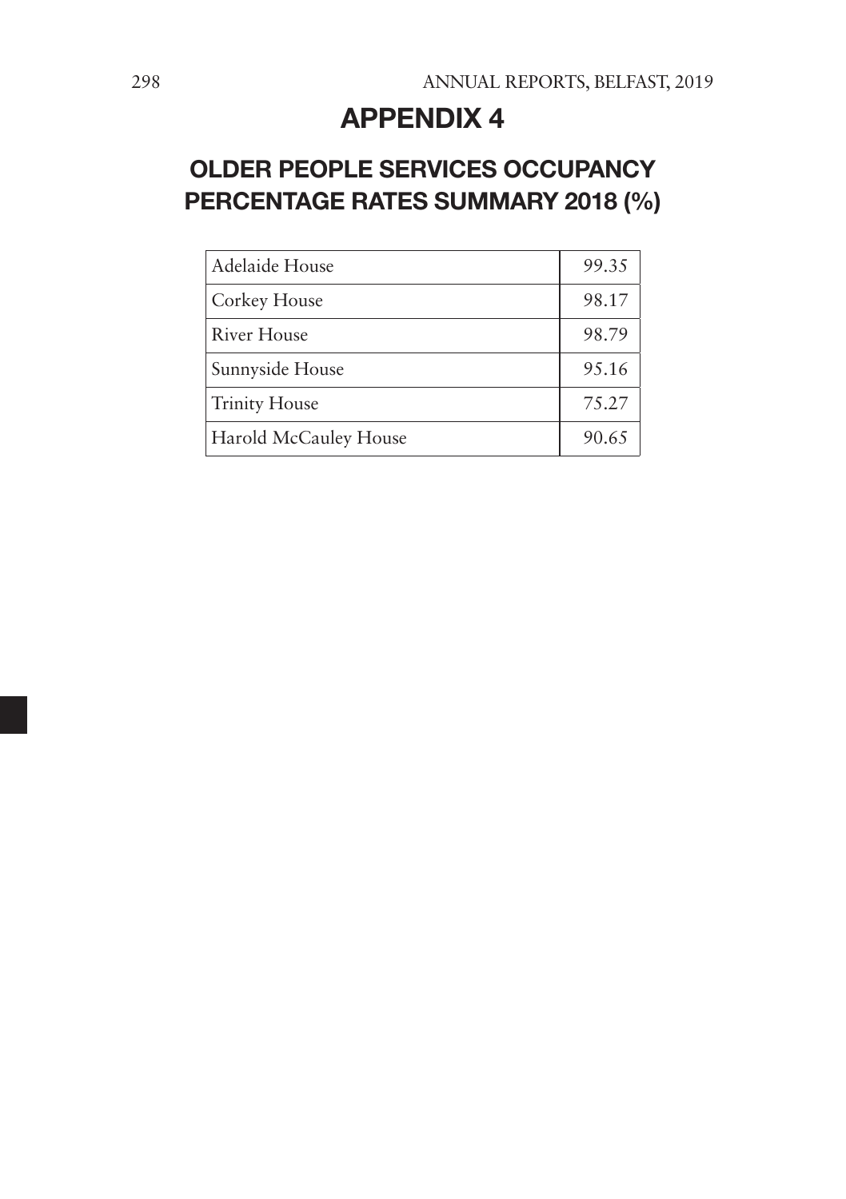# APPENDIX 4

## OLDER PEOPLE SERVICES OCCUPANCY PERCENTAGE RATES SUMMARY 2018 (%)

| | |
|---|---|
| Adelaide House | 99.35 |
| Corkey House | 98.17 |
| River House | 98.79 |
| Sunnyside House | 95.16 |
| Trinity House | 75.27 |
| Harold McCauley House | 90.65 |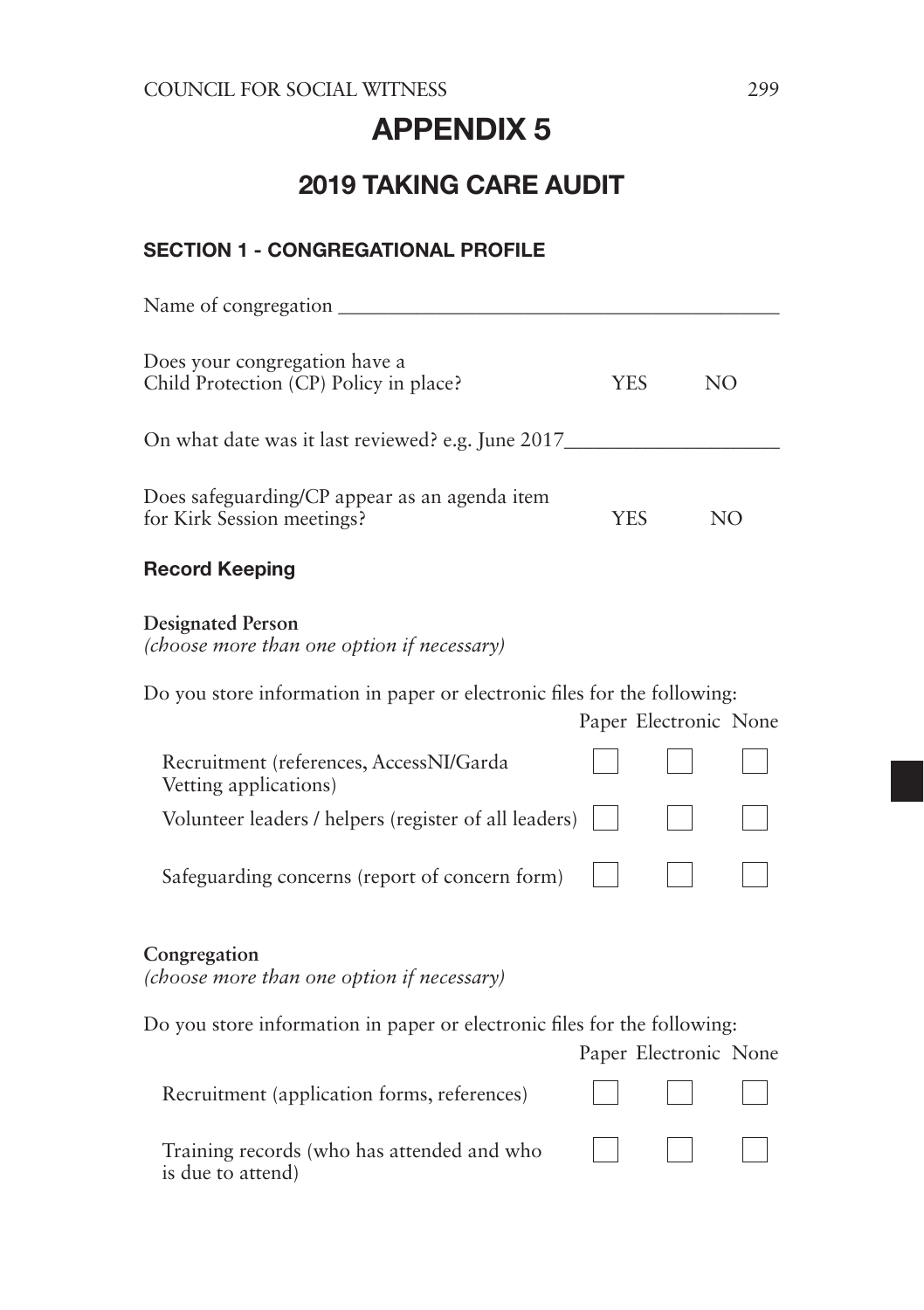# APPENDIX 5

## 2019 TAKING CARE AUDIT

### SECTION 1 - CONGREGATIONAL PROFILE

Name of congregation ___________________________________________

Does your congregation have a Child Protection (CP) Policy in place? YES NO

On what date was it last reviewed? e.g. June 2017____________________

Does safeguarding/CP appear as an agenda item for Kirk Session meetings? YES NO

#### Record Keeping

**Designated Person**
*(choose more than one option if necessary)*

Do you store information in paper or electronic files for the following:

| | Paper | Electronic | None |
|---|---|---|---|
| Recruitment (references, AccessNI/Garda Vetting applications) | ☐ | ☐ | ☐ |
| Volunteer leaders / helpers (register of all leaders) | ☐ | ☐ | ☐ |
| Safeguarding concerns (report of concern form) | ☐ | ☐ | ☐ |

**Congregation**
*(choose more than one option if necessary)*

Do you store information in paper or electronic files for the following:

| | Paper | Electronic | None |
|---|---|---|---|
| Recruitment (application forms, references) | ☐ | ☐ | ☐ |
| Training records (who has attended and who is due to attend) | ☐ | ☐ | ☐ |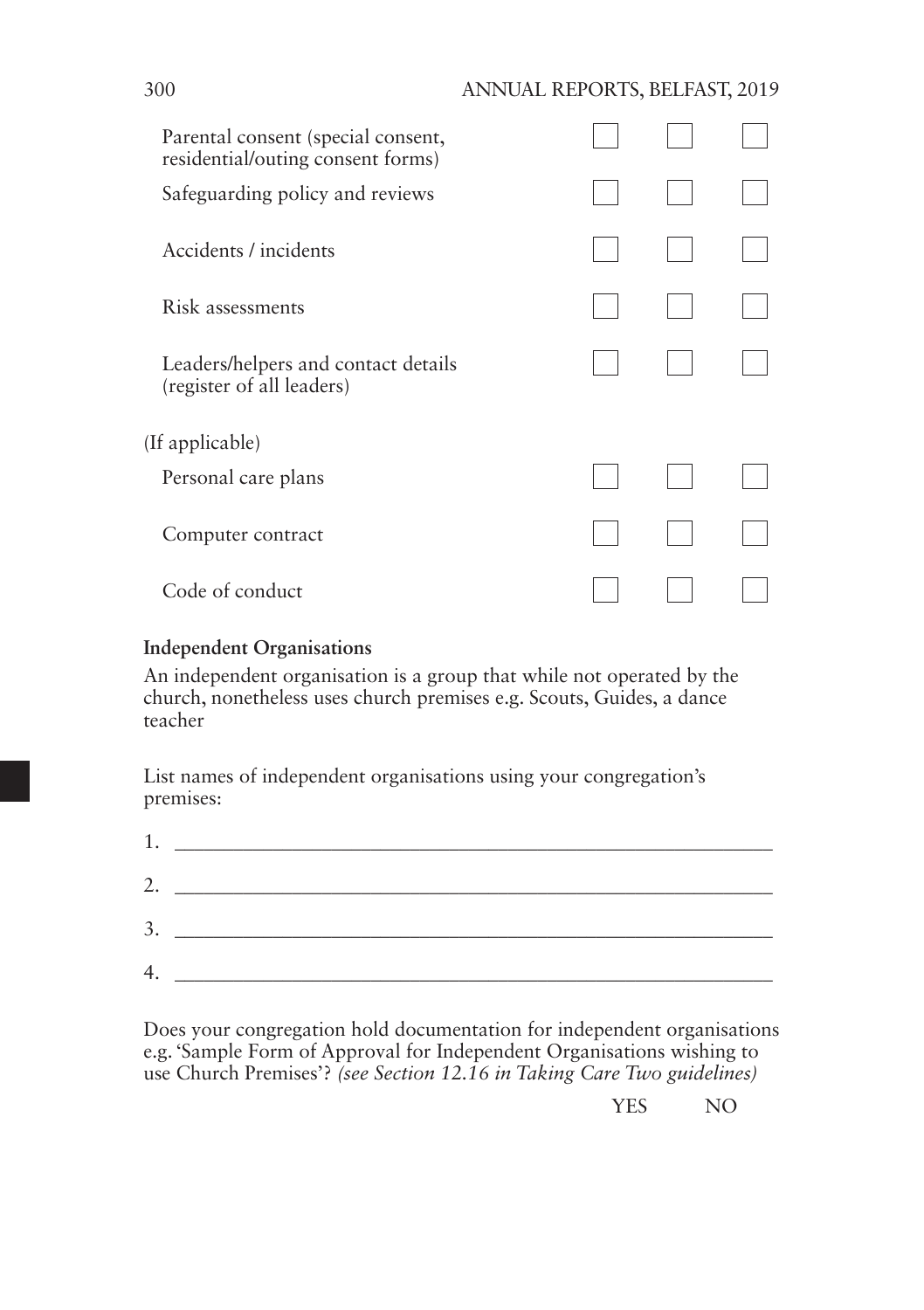| | | | |
|---|---|---|---|
| Parental consent (special consent, residential/outing consent forms) | ☐ | ☐ | ☐ |
| Safeguarding policy and reviews | ☐ | ☐ | ☐ |
| Accidents / incidents | ☐ | ☐ | ☐ |
| Risk assessments | ☐ | ☐ | ☐ |
| Leaders/helpers and contact details (register of all leaders) | ☐ | ☐ | ☐ |
| (If applicable) | | | |
| Personal care plans | ☐ | ☐ | ☐ |
| Computer contract | ☐ | ☐ | ☐ |
| Code of conduct | ☐ | ☐ | ☐ |

**Independent Organisations**

An independent organisation is a group that while not operated by the church, nonetheless uses church premises e.g. Scouts, Guides, a dance teacher

List names of independent organisations using your congregation's premises:

1. \_\_\_\_\_\_\_\_\_\_\_\_\_\_\_\_\_\_\_\_\_\_\_\_\_\_\_\_\_\_\_\_\_\_\_\_\_\_\_\_\_\_\_\_\_\_\_\_\_\_\_\_\_\_\_\_
2. \_\_\_\_\_\_\_\_\_\_\_\_\_\_\_\_\_\_\_\_\_\_\_\_\_\_\_\_\_\_\_\_\_\_\_\_\_\_\_\_\_\_\_\_\_\_\_\_\_\_\_\_\_\_\_\_
3. \_\_\_\_\_\_\_\_\_\_\_\_\_\_\_\_\_\_\_\_\_\_\_\_\_\_\_\_\_\_\_\_\_\_\_\_\_\_\_\_\_\_\_\_\_\_\_\_\_\_\_\_\_\_\_\_
4. \_\_\_\_\_\_\_\_\_\_\_\_\_\_\_\_\_\_\_\_\_\_\_\_\_\_\_\_\_\_\_\_\_\_\_\_\_\_\_\_\_\_\_\_\_\_\_\_\_\_\_\_\_\_\_\_

Does your congregation hold documentation for independent organisations e.g. 'Sample Form of Approval for Independent Organisations wishing to use Church Premises'? *(see Section 12.16 in Taking Care Two guidelines)*

YES NO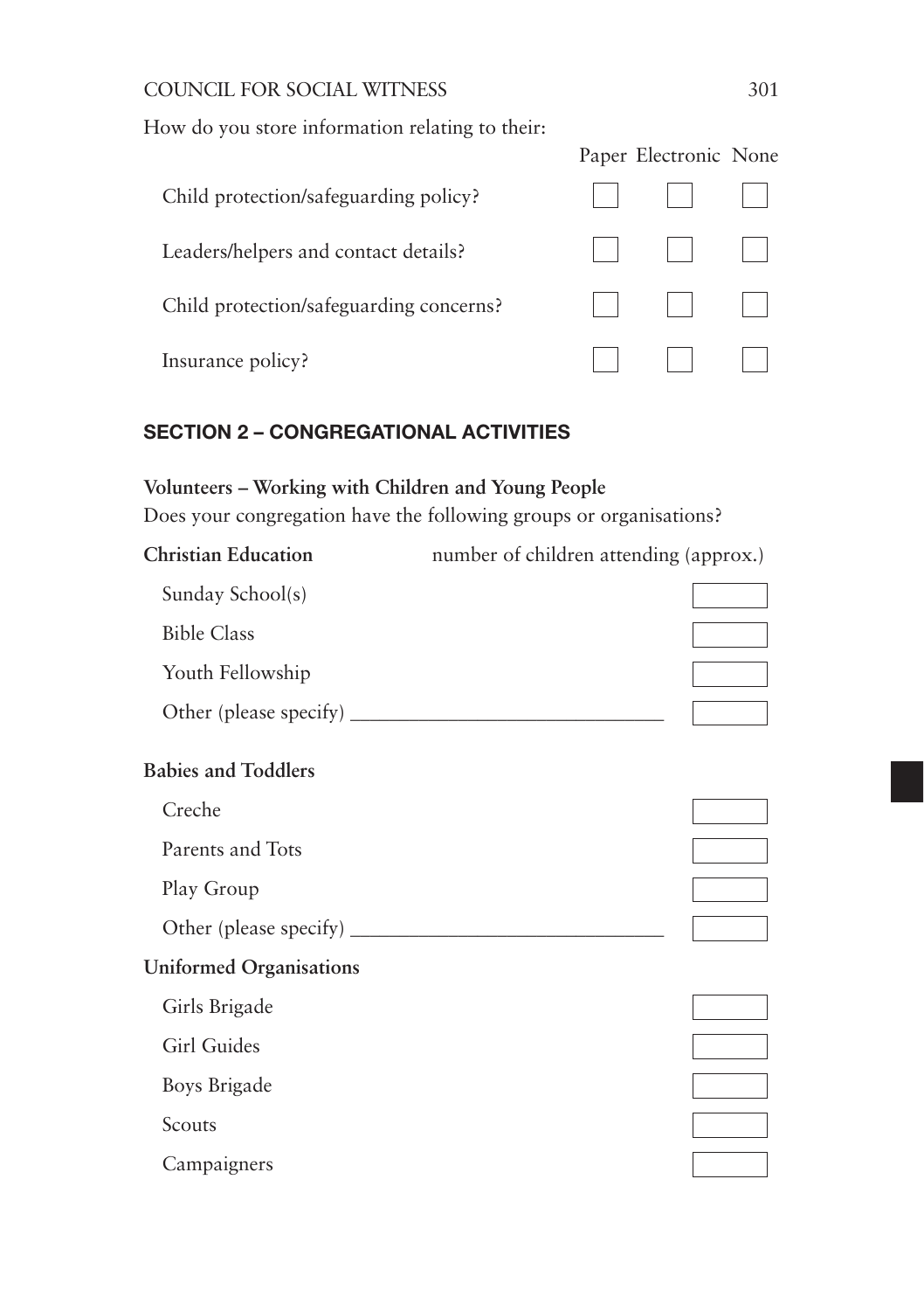How do you store information relating to their:

| | Paper | Electronic | None |
|---|---|---|---|
| Child protection/safeguarding policy? | ☐ | ☐ | ☐ |
| Leaders/helpers and contact details? | ☐ | ☐ | ☐ |
| Child protection/safeguarding concerns? | ☐ | ☐ | ☐ |
| Insurance policy? | ☐ | ☐ | ☐ |

## SECTION 2 – CONGREGATIONAL ACTIVITIES

**Volunteers – Working with Children and Young People**

Does your congregation have the following groups or organisations?

| **Christian Education** | number of children attending (approx.) |
|---|---|
| Sunday School(s) | ☐ |
| Bible Class | ☐ |
| Youth Fellowship | ☐ |
| Other (please specify) ______________________________ | ☐ |
| **Babies and Toddlers** | |
| Creche | ☐ |
| Parents and Tots | ☐ |
| Play Group | ☐ |
| Other (please specify) ______________________________ | ☐ |
| **Uniformed Organisations** | |
| Girls Brigade | ☐ |
| Girl Guides | ☐ |
| Boys Brigade | ☐ |
| Scouts | ☐ |
| Campaigners | ☐ |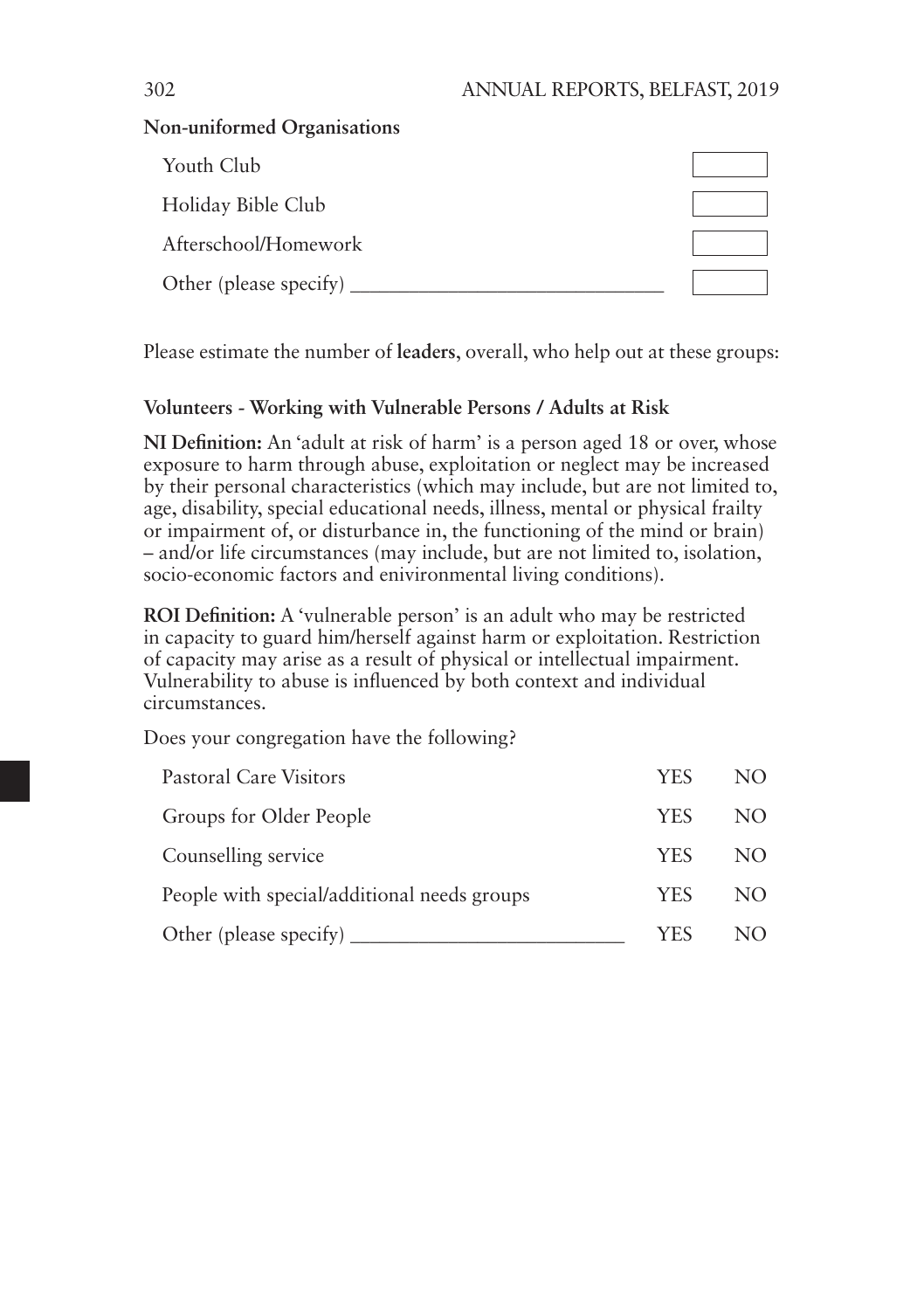**Non-uniformed Organisations**

| | |
|---|---|
| Youth Club | |
| Holiday Bible Club | |
| Afterschool/Homework | |
| Other (please specify) ______________________________ | |

Please estimate the number of **leaders**, overall, who help out at these groups:

**Volunteers - Working with Vulnerable Persons / Adults at Risk**

**NI Definition:** An 'adult at risk of harm' is a person aged 18 or over, whose exposure to harm through abuse, exploitation or neglect may be increased by their personal characteristics (which may include, but are not limited to, age, disability, special educational needs, illness, mental or physical frailty or impairment of, or disturbance in, the functioning of the mind or brain) – and/or life circumstances (may include, but are not limited to, isolation, socio-economic factors and enivironmental living conditions).

**ROI Definition:** A 'vulnerable person' is an adult who may be restricted in capacity to guard him/herself against harm or exploitation. Restriction of capacity may arise as a result of physical or intellectual impairment. Vulnerability to abuse is influenced by both context and individual circumstances.

Does your congregation have the following?

| | | |
|---|---|---|
| Pastoral Care Visitors | YES | NO |
| Groups for Older People | YES | NO |
| Counselling service | YES | NO |
| People with special/additional needs groups | YES | NO |
| Other (please specify) __________________________ | YES | NO |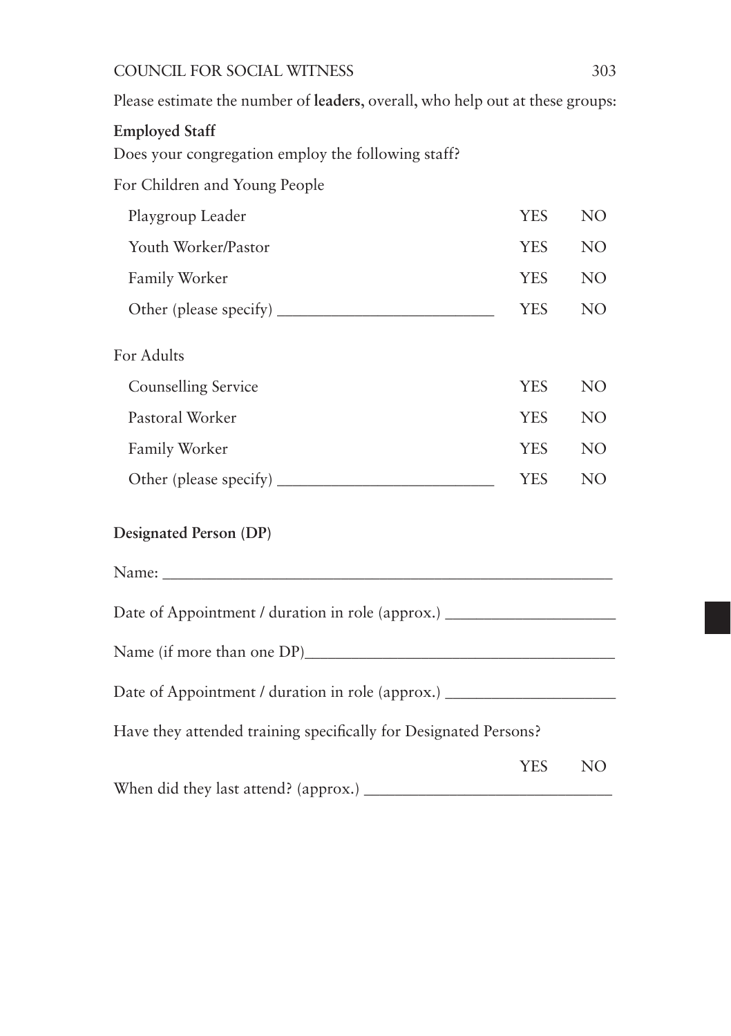Please estimate the number of **leaders**, overall, who help out at these groups:

**Employed Staff**

Does your congregation employ the following staff?

For Children and Young People

| | | |
|---|---|---|
| Playgroup Leader | YES | NO |
| Youth Worker/Pastor | YES | NO |
| Family Worker | YES | NO |
| Other (please specify) ___________________________ | YES | NO |

For Adults

| | | |
|---|---|---|
| Counselling Service | YES | NO |
| Pastoral Worker | YES | NO |
| Family Worker | YES | NO |
| Other (please specify) ___________________________ | YES | NO |

**Designated Person (DP)**

Name: ___________________________________________________________

Date of Appointment / duration in role (approx.) _____________________

Name (if more than one DP)_______________________________________

Date of Appointment / duration in role (approx.) _____________________

Have they attended training specifically for Designated Persons?

YES NO

When did they last attend? (approx.) ______________________________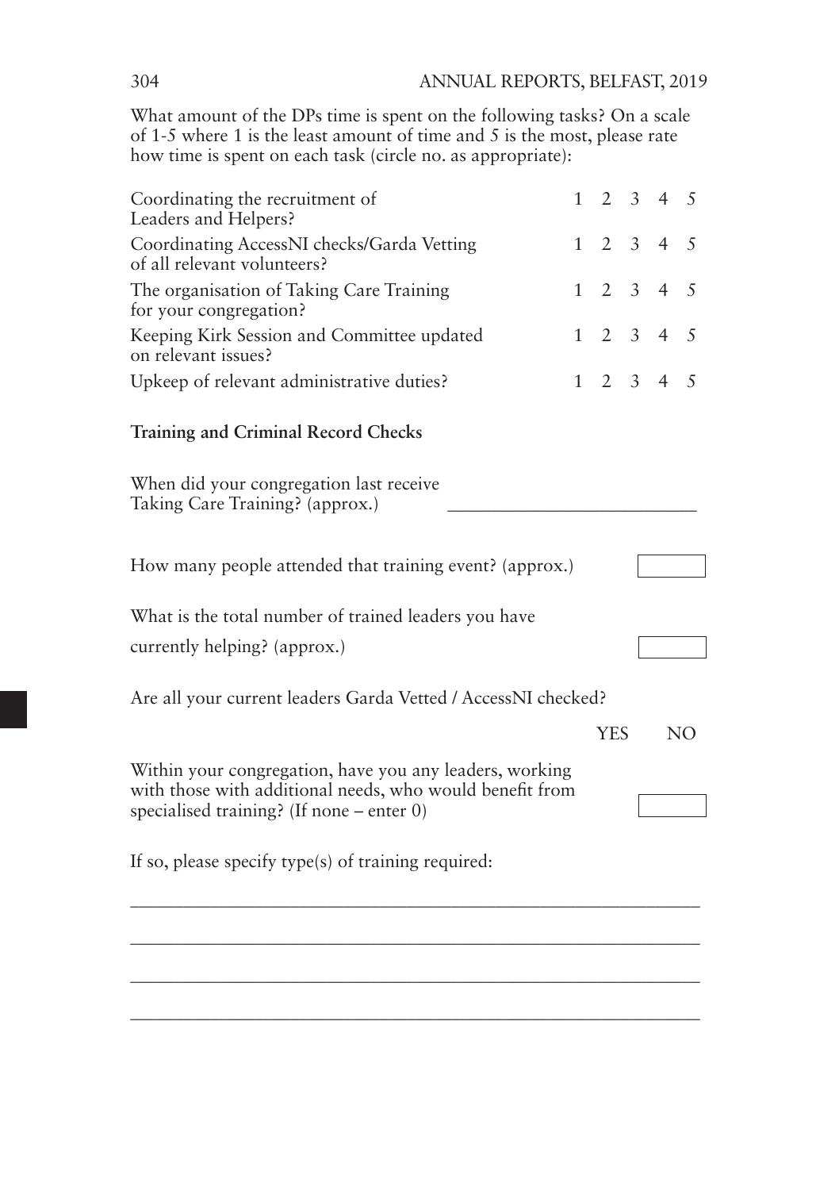What amount of the DPs time is spent on the following tasks? On a scale of 1-5 where 1 is the least amount of time and 5 is the most, please rate how time is spent on each task (circle no. as appropriate):

| | | | | | |
|---|---|---|---|---|---|
| Coordinating the recruitment of Leaders and Helpers? | 1 | 2 | 3 | 4 | 5 |
| Coordinating AccessNI checks/Garda Vetting of all relevant volunteers? | 1 | 2 | 3 | 4 | 5 |
| The organisation of Taking Care Training for your congregation? | 1 | 2 | 3 | 4 | 5 |
| Keeping Kirk Session and Committee updated on relevant issues? | 1 | 2 | 3 | 4 | 5 |
| Upkeep of relevant administrative duties? | 1 | 2 | 3 | 4 | 5 |

**Training and Criminal Record Checks**

When did your congregation last receive Taking Care Training? (approx.) ___________________________

How many people attended that training event? (approx.) [ ]

What is the total number of trained leaders you have currently helping? (approx.) [ ]

Are all your current leaders Garda Vetted / AccessNI checked?

YES NO

Within your congregation, have you any leaders, working with those with additional needs, who would benefit from specialised training? (If none – enter 0) [ ]

If so, please specify type(s) of training required:

_______________________________________________________________

_______________________________________________________________

_______________________________________________________________

_______________________________________________________________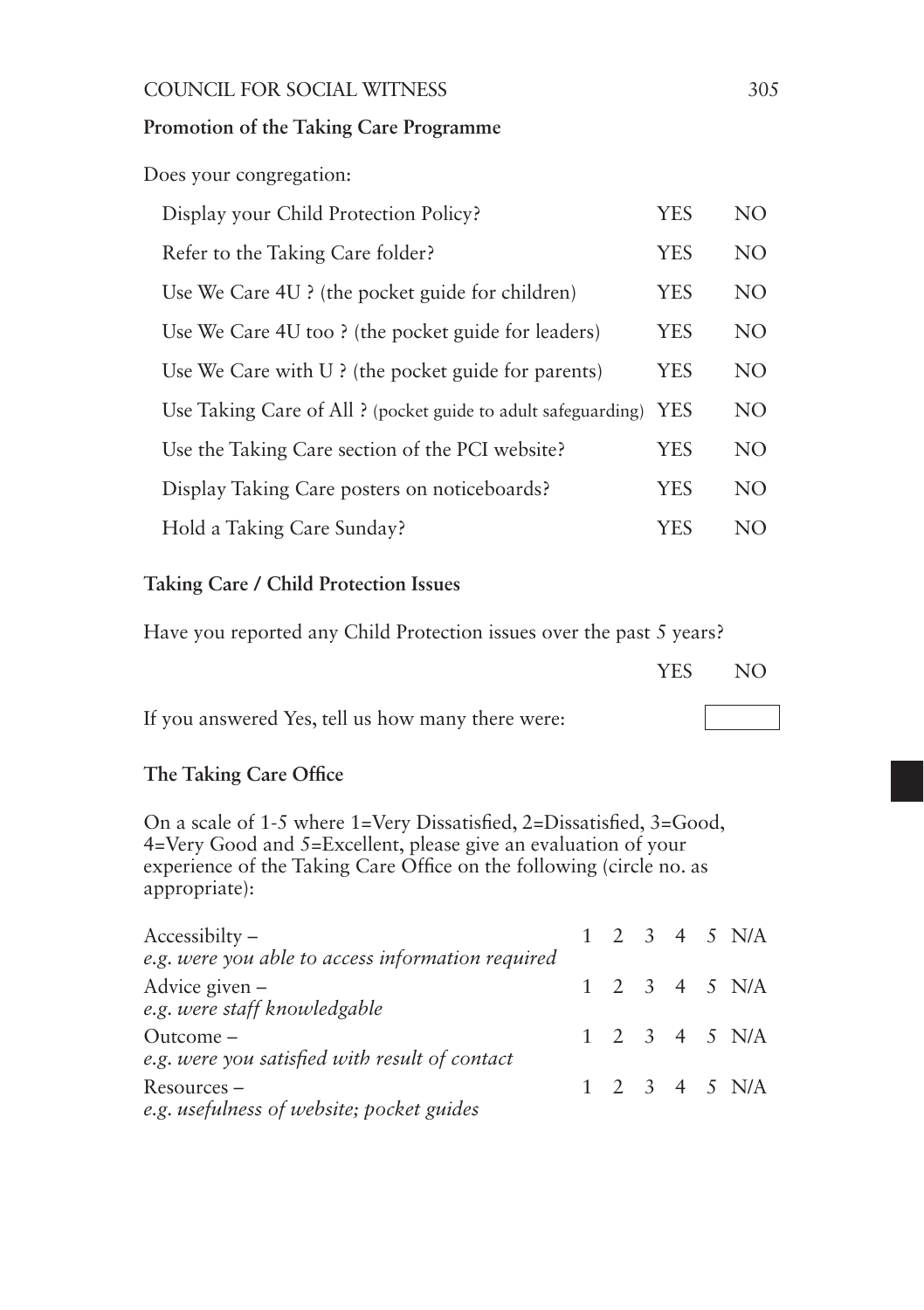**Promotion of the Taking Care Programme**

Does your congregation:

| | | |
|---|---|---|
| Display your Child Protection Policy? | YES | NO |
| Refer to the Taking Care folder? | YES | NO |
| Use We Care 4U ? (the pocket guide for children) | YES | NO |
| Use We Care 4U too ? (the pocket guide for leaders) | YES | NO |
| Use We Care with U ? (the pocket guide for parents) | YES | NO |
| Use Taking Care of All ? (pocket guide to adult safeguarding) | YES | NO |
| Use the Taking Care section of the PCI website? | YES | NO |
| Display Taking Care posters on noticeboards? | YES | NO |
| Hold a Taking Care Sunday? | YES | NO |

**Taking Care / Child Protection Issues**

Have you reported any Child Protection issues over the past 5 years?

YES NO

If you answered Yes, tell us how many there were: ☐

**The Taking Care Office**

On a scale of 1-5 where 1=Very Dissatisfied, 2=Dissatisfied, 3=Good, 4=Very Good and 5=Excellent, please give an evaluation of your experience of the Taking Care Office on the following (circle no. as appropriate):

| | | | | | | |
|---|---|---|---|---|---|---|
| Accessibilty – *e.g. were you able to access information required* | 1 | 2 | 3 | 4 | 5 | N/A |
| Advice given – *e.g. were staff knowledgable* | 1 | 2 | 3 | 4 | 5 | N/A |
| Outcome – *e.g. were you satisfied with result of contact* | 1 | 2 | 3 | 4 | 5 | N/A |
| Resources – *e.g. usefulness of website; pocket guides* | 1 | 2 | 3 | 4 | 5 | N/A |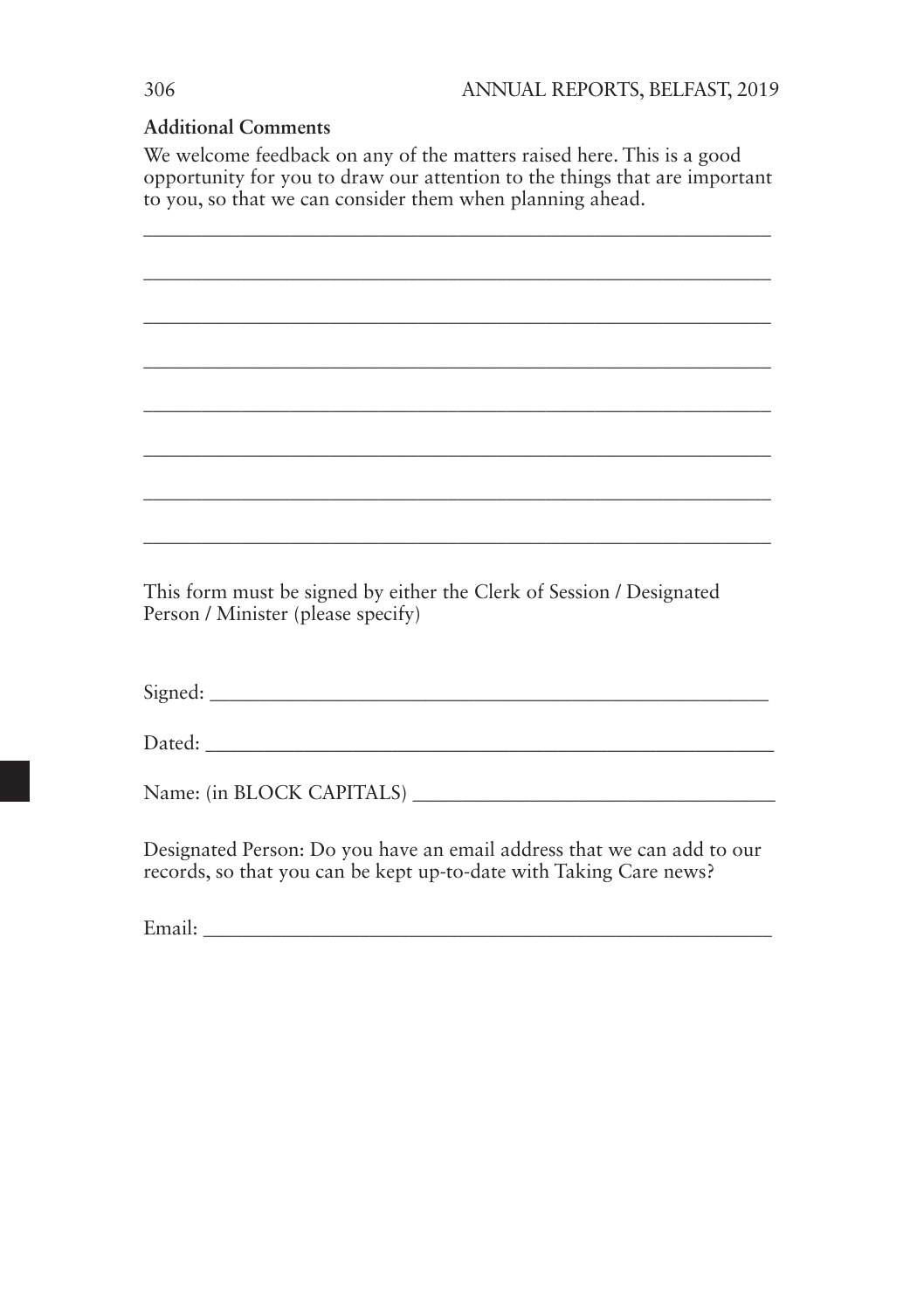**Additional Comments**

We welcome feedback on any of the matters raised here. This is a good opportunity for you to draw our attention to the things that are important to you, so that we can consider them when planning ahead.

\_\_\_\_\_\_\_\_\_\_\_\_\_\_\_\_\_\_\_\_\_\_\_\_\_\_\_\_\_\_\_\_\_\_\_\_\_\_\_\_\_\_\_\_\_\_\_\_\_\_\_\_\_\_\_\_\_\_\_\_

\_\_\_\_\_\_\_\_\_\_\_\_\_\_\_\_\_\_\_\_\_\_\_\_\_\_\_\_\_\_\_\_\_\_\_\_\_\_\_\_\_\_\_\_\_\_\_\_\_\_\_\_\_\_\_\_\_\_\_\_

\_\_\_\_\_\_\_\_\_\_\_\_\_\_\_\_\_\_\_\_\_\_\_\_\_\_\_\_\_\_\_\_\_\_\_\_\_\_\_\_\_\_\_\_\_\_\_\_\_\_\_\_\_\_\_\_\_\_\_\_

\_\_\_\_\_\_\_\_\_\_\_\_\_\_\_\_\_\_\_\_\_\_\_\_\_\_\_\_\_\_\_\_\_\_\_\_\_\_\_\_\_\_\_\_\_\_\_\_\_\_\_\_\_\_\_\_\_\_\_\_

\_\_\_\_\_\_\_\_\_\_\_\_\_\_\_\_\_\_\_\_\_\_\_\_\_\_\_\_\_\_\_\_\_\_\_\_\_\_\_\_\_\_\_\_\_\_\_\_\_\_\_\_\_\_\_\_\_\_\_\_

\_\_\_\_\_\_\_\_\_\_\_\_\_\_\_\_\_\_\_\_\_\_\_\_\_\_\_\_\_\_\_\_\_\_\_\_\_\_\_\_\_\_\_\_\_\_\_\_\_\_\_\_\_\_\_\_\_\_\_\_

\_\_\_\_\_\_\_\_\_\_\_\_\_\_\_\_\_\_\_\_\_\_\_\_\_\_\_\_\_\_\_\_\_\_\_\_\_\_\_\_\_\_\_\_\_\_\_\_\_\_\_\_\_\_\_\_\_\_\_\_

\_\_\_\_\_\_\_\_\_\_\_\_\_\_\_\_\_\_\_\_\_\_\_\_\_\_\_\_\_\_\_\_\_\_\_\_\_\_\_\_\_\_\_\_\_\_\_\_\_\_\_\_\_\_\_\_\_\_\_\_

This form must be signed by either the Clerk of Session / Designated Person / Minister (please specify)

Signed: \_\_\_\_\_\_\_\_\_\_\_\_\_\_\_\_\_\_\_\_\_\_\_\_\_\_\_\_\_\_\_\_\_\_\_\_\_\_\_\_\_\_\_\_\_\_\_\_\_\_\_\_\_\_

Dated: \_\_\_\_\_\_\_\_\_\_\_\_\_\_\_\_\_\_\_\_\_\_\_\_\_\_\_\_\_\_\_\_\_\_\_\_\_\_\_\_\_\_\_\_\_\_\_\_\_\_\_\_\_\_\_

Name: (in BLOCK CAPITALS) \_\_\_\_\_\_\_\_\_\_\_\_\_\_\_\_\_\_\_\_\_\_\_\_\_\_\_\_\_\_\_\_\_\_\_\_

Designated Person: Do you have an email address that we can add to our records, so that you can be kept up-to-date with Taking Care news?

Email: \_\_\_\_\_\_\_\_\_\_\_\_\_\_\_\_\_\_\_\_\_\_\_\_\_\_\_\_\_\_\_\_\_\_\_\_\_\_\_\_\_\_\_\_\_\_\_\_\_\_\_\_\_\_\_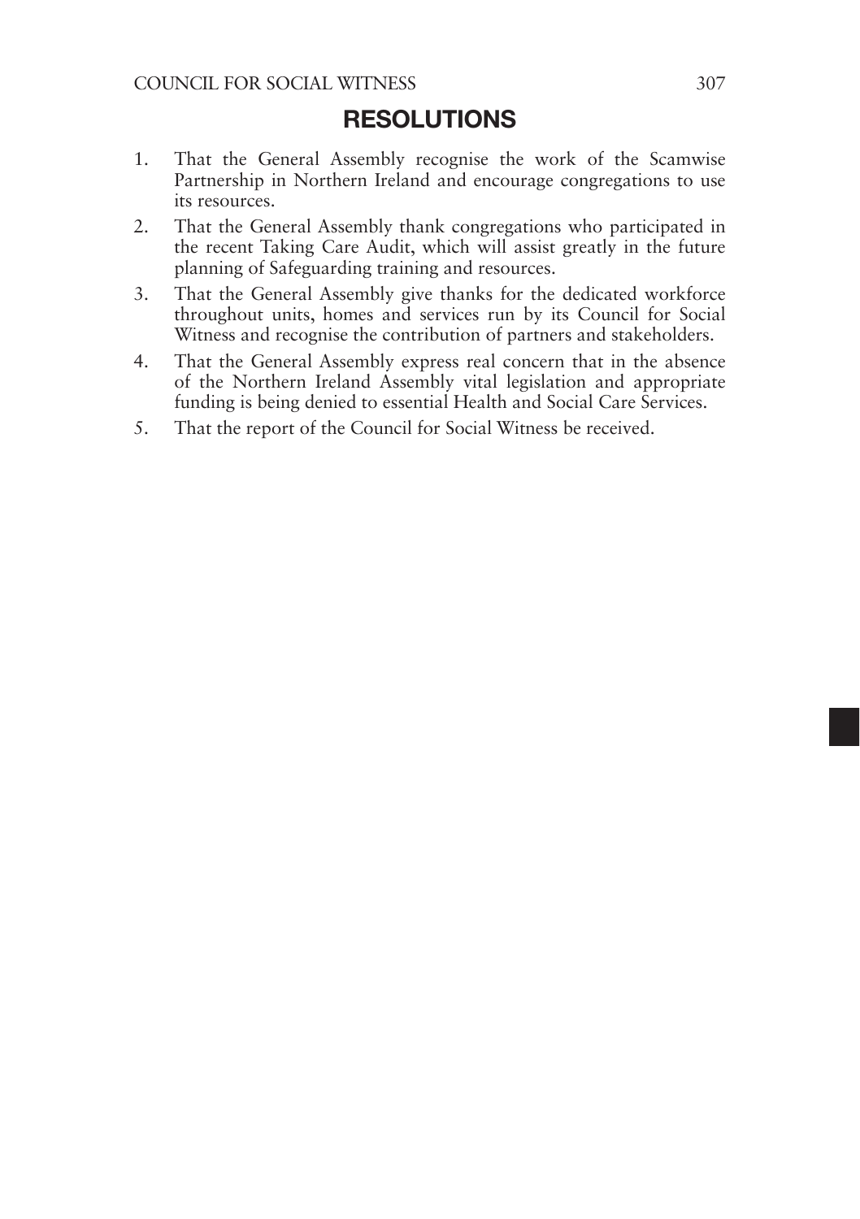## RESOLUTIONS

1. That the General Assembly recognise the work of the Scamwise Partnership in Northern Ireland and encourage congregations to use its resources.
2. That the General Assembly thank congregations who participated in the recent Taking Care Audit, which will assist greatly in the future planning of Safeguarding training and resources.
3. That the General Assembly give thanks for the dedicated workforce throughout units, homes and services run by its Council for Social Witness and recognise the contribution of partners and stakeholders.
4. That the General Assembly express real concern that in the absence of the Northern Ireland Assembly vital legislation and appropriate funding is being denied to essential Health and Social Care Services.
5. That the report of the Council for Social Witness be received.